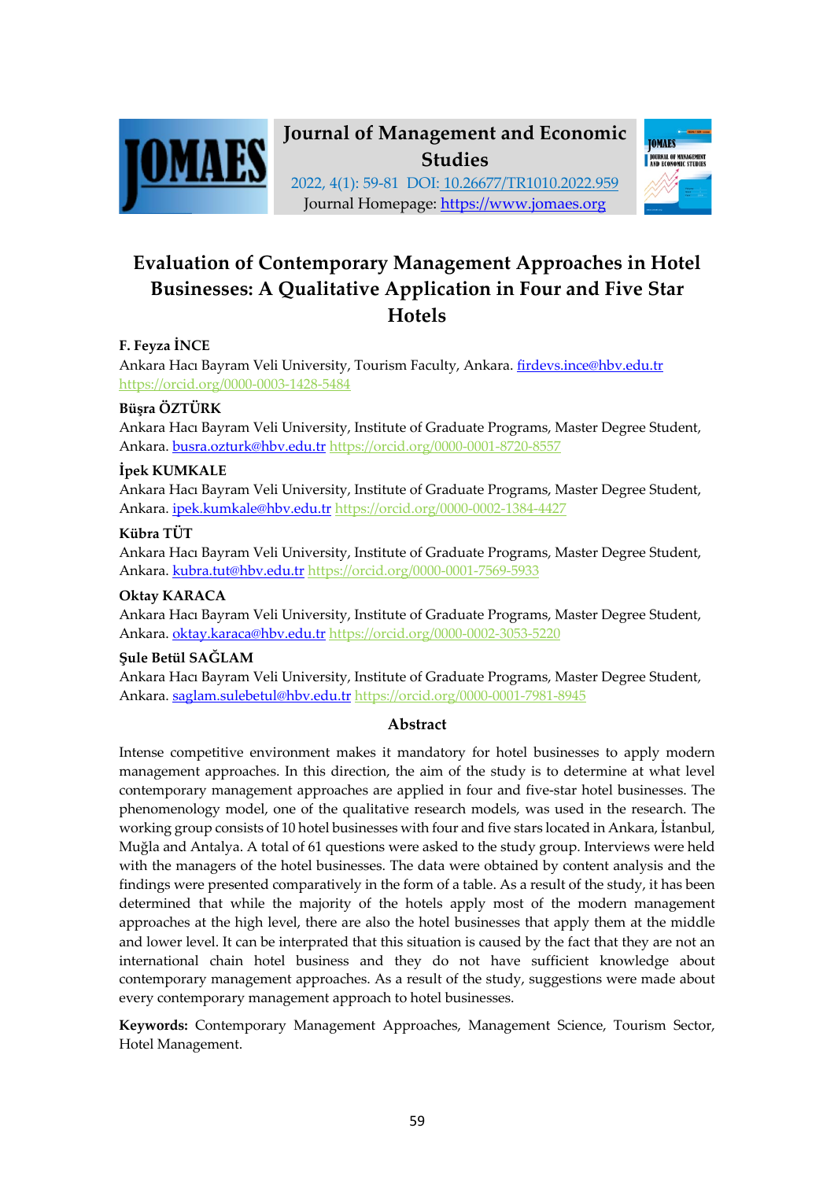**Journal of Management and Economic Studies**

2022, 4(1): 59-81 DOI: 10.26677/TR1010.2022.959

Journal Homepage: https://www.jomaes.org

# Evaluation of Contemporary Management Approaches in Hotel Businesses: A Qualitative Application in Four and Five Star Hotels

**F. Feyza İNCE**

Ankara Hacı Bayram Veli University, Tourism Faculty, Ankara. firdevs.ince@hbv.edu.tr https://orcid.org/0000-0003-1428-5484

**Büşra ÖZTÜRK**

Ankara Hacı Bayram Veli University, Institute of Graduate Programs, Master Degree Student, Ankara. busra.ozturk@hbv.edu.tr https://orcid.org/0000-0001-8720-8557

**İpek KUMKALE**

Ankara Hacı Bayram Veli University, Institute of Graduate Programs, Master Degree Student, Ankara. ipek.kumkale@hbv.edu.tr https://orcid.org/0000-0002-1384-4427

**Kübra TÜT**

Ankara Hacı Bayram Veli University, Institute of Graduate Programs, Master Degree Student, Ankara. kubra.tut@hbv.edu.tr https://orcid.org/0000-0001-7569-5933

**Oktay KARACA**

Ankara Hacı Bayram Veli University, Institute of Graduate Programs, Master Degree Student, Ankara. oktay.karaca@hbv.edu.tr https://orcid.org/0000-0002-3053-5220

**Şule Betül SAĞLAM**

Ankara Hacı Bayram Veli University, Institute of Graduate Programs, Master Degree Student, Ankara. saglam.sulebetul@hbv.edu.tr https://orcid.org/0000-0001-7981-8945

## Abstract

Intense competitive environment makes it mandatory for hotel businesses to apply modern management approaches. In this direction, the aim of the study is to determine at what level contemporary management approaches are applied in four and five-star hotel businesses. The phenomenology model, one of the qualitative research models, was used in the research. The working group consists of 10 hotel businesses with four and five stars located in Ankara, İstanbul, Muğla and Antalya. A total of 61 questions were asked to the study group. Interviews were held with the managers of the hotel businesses. The data were obtained by content analysis and the findings were presented comparatively in the form of a table. As a result of the study, it has been determined that while the majority of the hotels apply most of the modern management approaches at the high level, there are also the hotel businesses that apply them at the middle and lower level. It can be interprated that this situation is caused by the fact that they are not an international chain hotel business and they do not have sufficient knowledge about contemporary management approaches. As a result of the study, suggestions were made about every contemporary management approach to hotel businesses.

**Keywords:** Contemporary Management Approaches, Management Science, Tourism Sector, Hotel Management.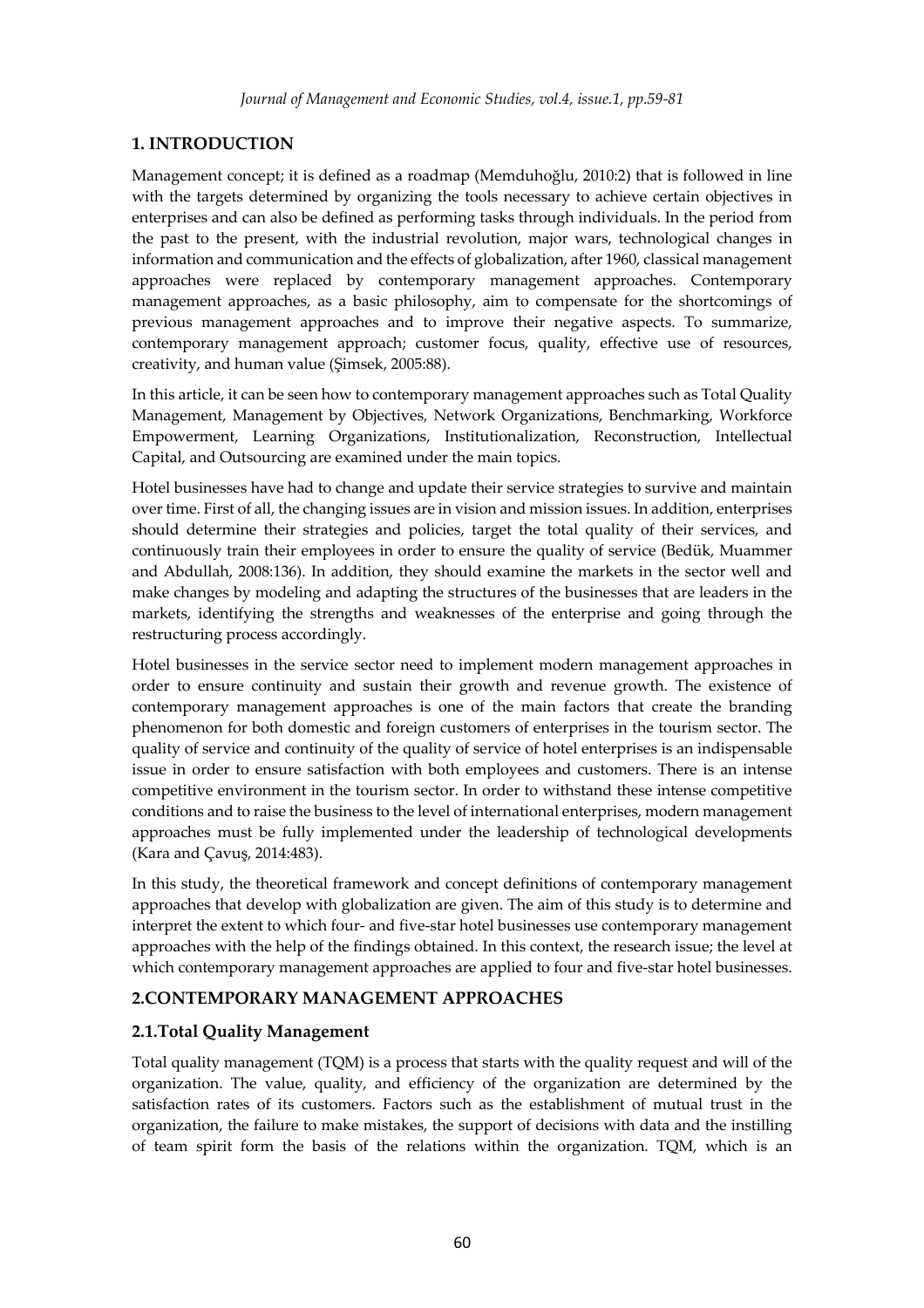## 1. INTRODUCTION

Management concept; it is defined as a roadmap (Memduhoğlu, 2010:2) that is followed in line with the targets determined by organizing the tools necessary to achieve certain objectives in enterprises and can also be defined as performing tasks through individuals. In the period from the past to the present, with the industrial revolution, major wars, technological changes in information and communication and the effects of globalization, after 1960, classical management approaches were replaced by contemporary management approaches. Contemporary management approaches, as a basic philosophy, aim to compensate for the shortcomings of previous management approaches and to improve their negative aspects. To summarize, contemporary management approach; customer focus, quality, effective use of resources, creativity, and human value (Şimsek, 2005:88).

In this article, it can be seen how to contemporary management approaches such as Total Quality Management, Management by Objectives, Network Organizations, Benchmarking, Workforce Empowerment, Learning Organizations, Institutionalization, Reconstruction, Intellectual Capital, and Outsourcing are examined under the main topics.

Hotel businesses have had to change and update their service strategies to survive and maintain over time. First of all, the changing issues are in vision and mission issues. In addition, enterprises should determine their strategies and policies, target the total quality of their services, and continuously train their employees in order to ensure the quality of service (Bedük, Muammer and Abdullah, 2008:136). In addition, they should examine the markets in the sector well and make changes by modeling and adapting the structures of the businesses that are leaders in the markets, identifying the strengths and weaknesses of the enterprise and going through the restructuring process accordingly.

Hotel businesses in the service sector need to implement modern management approaches in order to ensure continuity and sustain their growth and revenue growth. The existence of contemporary management approaches is one of the main factors that create the branding phenomenon for both domestic and foreign customers of enterprises in the tourism sector. The quality of service and continuity of the quality of service of hotel enterprises is an indispensable issue in order to ensure satisfaction with both employees and customers. There is an intense competitive environment in the tourism sector. In order to withstand these intense competitive conditions and to raise the business to the level of international enterprises, modern management approaches must be fully implemented under the leadership of technological developments (Kara and Çavuş, 2014:483).

In this study, the theoretical framework and concept definitions of contemporary management approaches that develop with globalization are given. The aim of this study is to determine and interpret the extent to which four- and five-star hotel businesses use contemporary management approaches with the help of the findings obtained. In this context, the research issue; the level at which contemporary management approaches are applied to four and five-star hotel businesses.

## 2.CONTEMPORARY MANAGEMENT APPROACHES

### 2.1.Total Quality Management

Total quality management (TQM) is a process that starts with the quality request and will of the organization. The value, quality, and efficiency of the organization are determined by the satisfaction rates of its customers. Factors such as the establishment of mutual trust in the organization, the failure to make mistakes, the support of decisions with data and the instilling of team spirit form the basis of the relations within the organization. TQM, which is an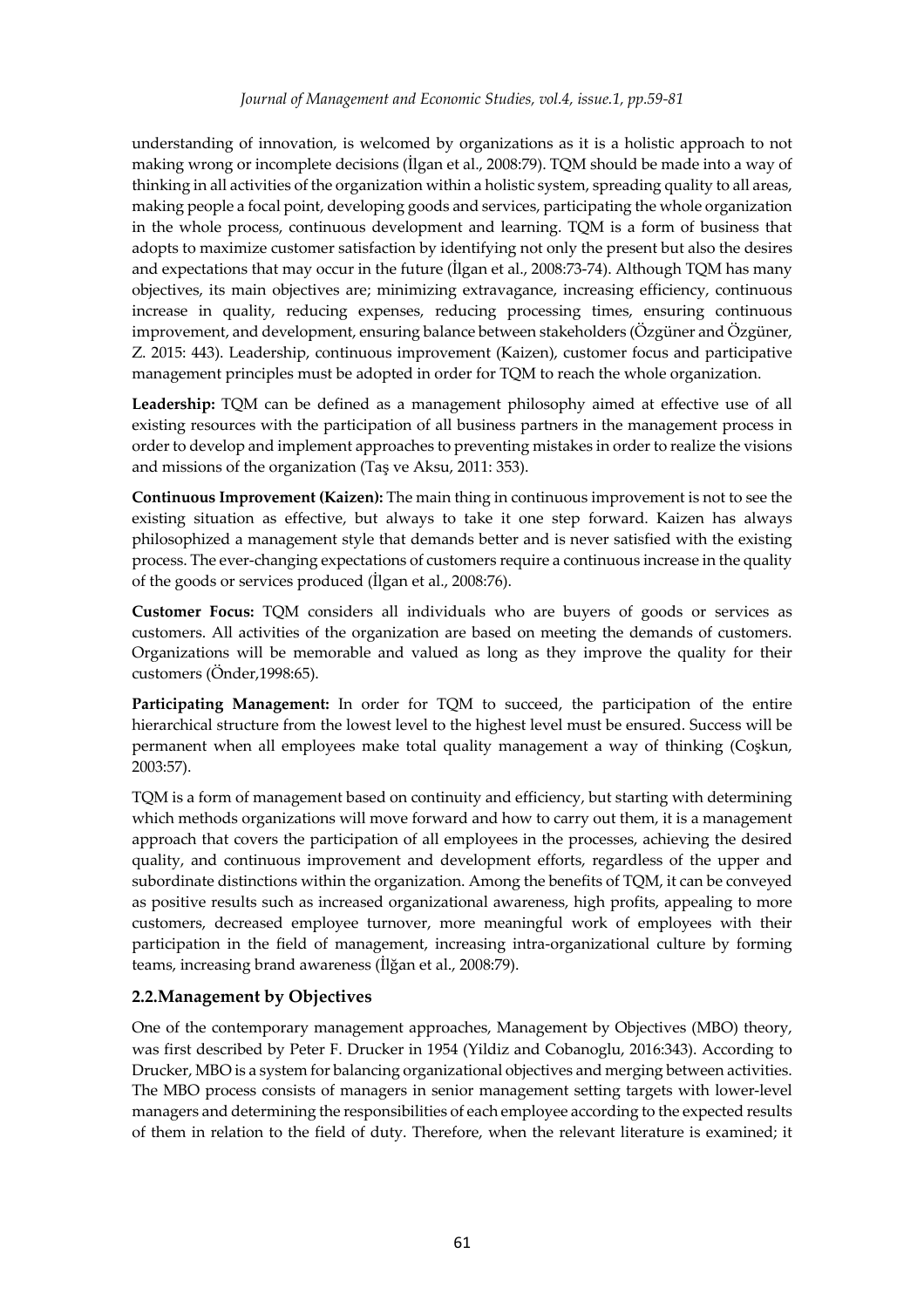understanding of innovation, is welcomed by organizations as it is a holistic approach to not making wrong or incomplete decisions (İlgan et al., 2008:79). TQM should be made into a way of thinking in all activities of the organization within a holistic system, spreading quality to all areas, making people a focal point, developing goods and services, participating the whole organization in the whole process, continuous development and learning. TQM is a form of business that adopts to maximize customer satisfaction by identifying not only the present but also the desires and expectations that may occur in the future (İlgan et al., 2008:73-74). Although TQM has many objectives, its main objectives are; minimizing extravagance, increasing efficiency, continuous increase in quality, reducing expenses, reducing processing times, ensuring continuous improvement, and development, ensuring balance between stakeholders (Özgüner and Özgüner, Z. 2015: 443). Leadership, continuous improvement (Kaizen), customer focus and participative management principles must be adopted in order for TQM to reach the whole organization.

**Leadership:** TQM can be defined as a management philosophy aimed at effective use of all existing resources with the participation of all business partners in the management process in order to develop and implement approaches to preventing mistakes in order to realize the visions and missions of the organization (Taş ve Aksu, 2011: 353).

**Continuous Improvement (Kaizen):** The main thing in continuous improvement is not to see the existing situation as effective, but always to take it one step forward. Kaizen has always philosophized a management style that demands better and is never satisfied with the existing process. The ever-changing expectations of customers require a continuous increase in the quality of the goods or services produced (İlgan et al., 2008:76).

**Customer Focus:** TQM considers all individuals who are buyers of goods or services as customers. All activities of the organization are based on meeting the demands of customers. Organizations will be memorable and valued as long as they improve the quality for their customers (Önder,1998:65).

**Participating Management:** In order for TQM to succeed, the participation of the entire hierarchical structure from the lowest level to the highest level must be ensured. Success will be permanent when all employees make total quality management a way of thinking (Coşkun, 2003:57).

TQM is a form of management based on continuity and efficiency, but starting with determining which methods organizations will move forward and how to carry out them, it is a management approach that covers the participation of all employees in the processes, achieving the desired quality, and continuous improvement and development efforts, regardless of the upper and subordinate distinctions within the organization. Among the benefits of TQM, it can be conveyed as positive results such as increased organizational awareness, high profits, appealing to more customers, decreased employee turnover, more meaningful work of employees with their participation in the field of management, increasing intra-organizational culture by forming teams, increasing brand awareness (İlğan et al., 2008:79).

## 2.2.Management by Objectives

One of the contemporary management approaches, Management by Objectives (MBO) theory, was first described by Peter F. Drucker in 1954 (Yildiz and Cobanoglu, 2016:343). According to Drucker, MBO is a system for balancing organizational objectives and merging between activities. The MBO process consists of managers in senior management setting targets with lower-level managers and determining the responsibilities of each employee according to the expected results of them in relation to the field of duty. Therefore, when the relevant literature is examined; it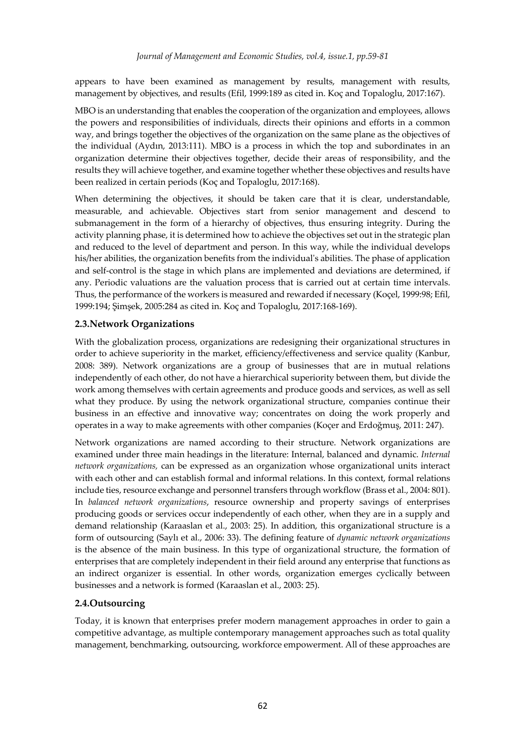appears to have been examined as management by results, management with results, management by objectives, and results (Efil, 1999:189 as cited in. Koç and Topaloglu, 2017:167).

MBO is an understanding that enables the cooperation of the organization and employees, allows the powers and responsibilities of individuals, directs their opinions and efforts in a common way, and brings together the objectives of the organization on the same plane as the objectives of the individual (Aydın, 2013:111). MBO is a process in which the top and subordinates in an organization determine their objectives together, decide their areas of responsibility, and the results they will achieve together, and examine together whether these objectives and results have been realized in certain periods (Koç and Topaloglu, 2017:168).

When determining the objectives, it should be taken care that it is clear, understandable, measurable, and achievable. Objectives start from senior management and descend to submanagement in the form of a hierarchy of objectives, thus ensuring integrity. During the activity planning phase, it is determined how to achieve the objectives set out in the strategic plan and reduced to the level of department and person. In this way, while the individual develops his/her abilities, the organization benefits from the individual's abilities. The phase of application and self-control is the stage in which plans are implemented and deviations are determined, if any. Periodic valuations are the valuation process that is carried out at certain time intervals. Thus, the performance of the workers is measured and rewarded if necessary (Koçel, 1999:98; Efil, 1999:194; Şimşek, 2005:284 as cited in. Koç and Topaloglu, 2017:168-169).

## 2.3.Network Organizations

With the globalization process, organizations are redesigning their organizational structures in order to achieve superiority in the market, efficiency/effectiveness and service quality (Kanbur, 2008: 389). Network organizations are a group of businesses that are in mutual relations independently of each other, do not have a hierarchical superiority between them, but divide the work among themselves with certain agreements and produce goods and services, as well as sell what they produce. By using the network organizational structure, companies continue their business in an effective and innovative way; concentrates on doing the work properly and operates in a way to make agreements with other companies (Koçer and Erdoğmuş, 2011: 247).

Network organizations are named according to their structure. Network organizations are examined under three main headings in the literature: Internal, balanced and dynamic. *Internal network organizations,* can be expressed as an organization whose organizational units interact with each other and can establish formal and informal relations. In this context, formal relations include ties, resource exchange and personnel transfers through workflow (Brass et al., 2004: 801). In *balanced network organizations*, resource ownership and property savings of enterprises producing goods or services occur independently of each other, when they are in a supply and demand relationship (Karaaslan et al., 2003: 25). In addition, this organizational structure is a form of outsourcing (Saylı et al., 2006: 33). The defining feature of *dynamic network organizations* is the absence of the main business. In this type of organizational structure, the formation of enterprises that are completely independent in their field around any enterprise that functions as an indirect organizer is essential. In other words, organization emerges cyclically between businesses and a network is formed (Karaaslan et al., 2003: 25).

## 2.4.Outsourcing

Today, it is known that enterprises prefer modern management approaches in order to gain a competitive advantage, as multiple contemporary management approaches such as total quality management, benchmarking, outsourcing, workforce empowerment. All of these approaches are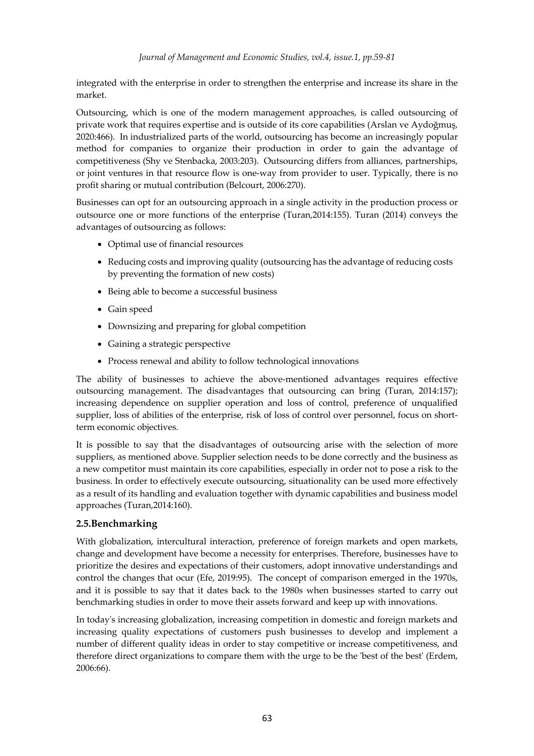integrated with the enterprise in order to strengthen the enterprise and increase its share in the market.

Outsourcing, which is one of the modern management approaches, is called outsourcing of private work that requires expertise and is outside of its core capabilities (Arslan ve Aydoğmuş, 2020:466). In industrialized parts of the world, outsourcing has become an increasingly popular method for companies to organize their production in order to gain the advantage of competitiveness (Shy ve Stenbacka, 2003:203). Outsourcing differs from alliances, partnerships, or joint ventures in that resource flow is one-way from provider to user. Typically, there is no profit sharing or mutual contribution (Belcourt, 2006:270).

Businesses can opt for an outsourcing approach in a single activity in the production process or outsource one or more functions of the enterprise (Turan,2014:155). Turan (2014) conveys the advantages of outsourcing as follows:

- Optimal use of financial resources
- Reducing costs and improving quality (outsourcing has the advantage of reducing costs by preventing the formation of new costs)
- Being able to become a successful business
- Gain speed
- Downsizing and preparing for global competition
- Gaining a strategic perspective
- Process renewal and ability to follow technological innovations

The ability of businesses to achieve the above-mentioned advantages requires effective outsourcing management. The disadvantages that outsourcing can bring (Turan, 2014:157); increasing dependence on supplier operation and loss of control, preference of unqualified supplier, loss of abilities of the enterprise, risk of loss of control over personnel, focus on short-term economic objectives.

It is possible to say that the disadvantages of outsourcing arise with the selection of more suppliers, as mentioned above. Supplier selection needs to be done correctly and the business as a new competitor must maintain its core capabilities, especially in order not to pose a risk to the business. In order to effectively execute outsourcing, situationality can be used more effectively as a result of its handling and evaluation together with dynamic capabilities and business model approaches (Turan,2014:160).

## 2.5.Benchmarking

With globalization, intercultural interaction, preference of foreign markets and open markets, change and development have become a necessity for enterprises. Therefore, businesses have to prioritize the desires and expectations of their customers, adopt innovative understandings and control the changes that ocur (Efe, 2019:95). The concept of comparison emerged in the 1970s, and it is possible to say that it dates back to the 1980s when businesses started to carry out benchmarking studies in order to move their assets forward and keep up with innovations.

In today's increasing globalization, increasing competition in domestic and foreign markets and increasing quality expectations of customers push businesses to develop and implement a number of different quality ideas in order to stay competitive or increase competitiveness, and therefore direct organizations to compare them with the urge to be the 'best of the best' (Erdem, 2006:66).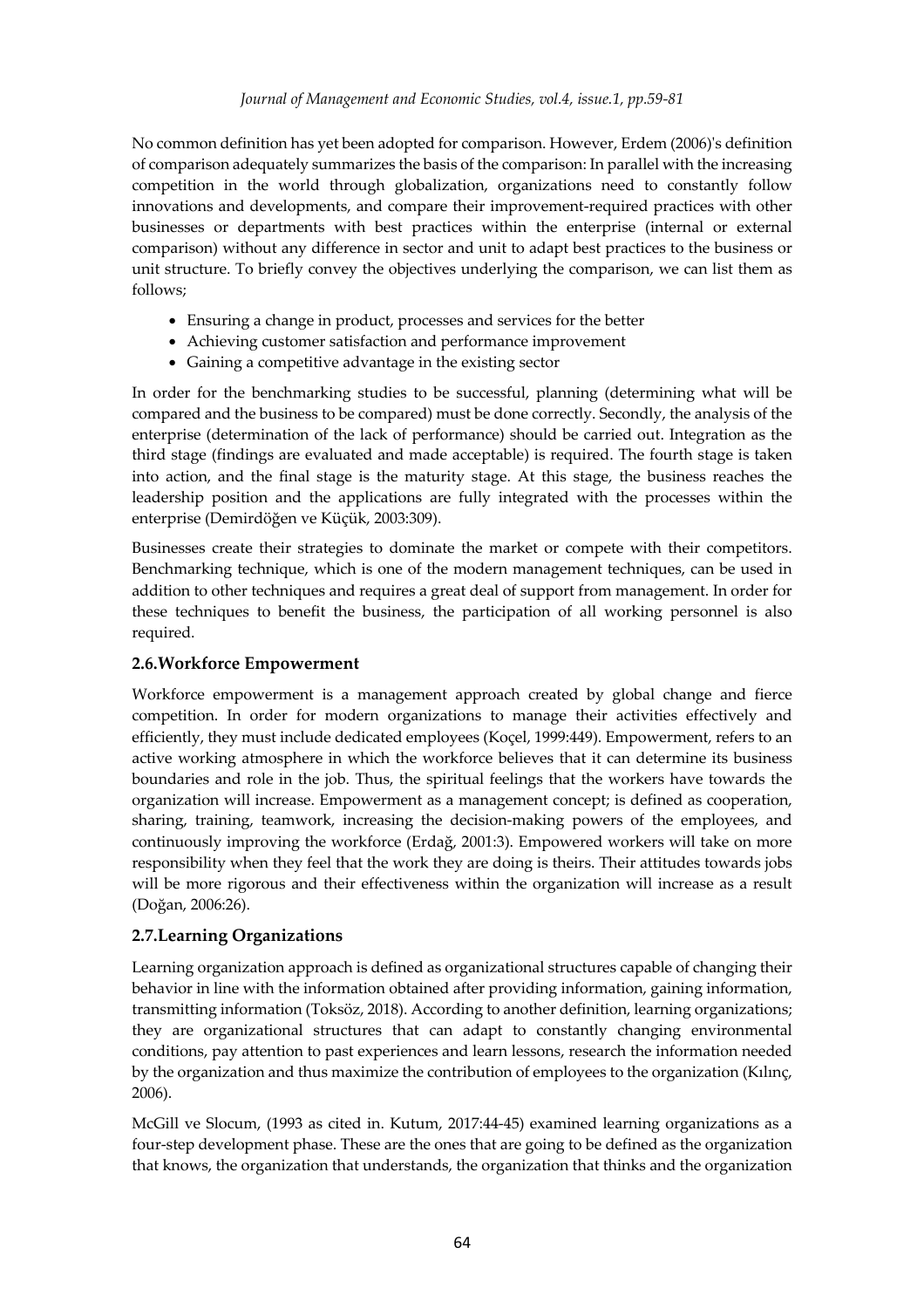No common definition has yet been adopted for comparison. However, Erdem (2006)'s definition of comparison adequately summarizes the basis of the comparison: In parallel with the increasing competition in the world through globalization, organizations need to constantly follow innovations and developments, and compare their improvement-required practices with other businesses or departments with best practices within the enterprise (internal or external comparison) without any difference in sector and unit to adapt best practices to the business or unit structure. To briefly convey the objectives underlying the comparison, we can list them as follows;

- Ensuring a change in product, processes and services for the better
- Achieving customer satisfaction and performance improvement
- Gaining a competitive advantage in the existing sector

In order for the benchmarking studies to be successful, planning (determining what will be compared and the business to be compared) must be done correctly. Secondly, the analysis of the enterprise (determination of the lack of performance) should be carried out. Integration as the third stage (findings are evaluated and made acceptable) is required. The fourth stage is taken into action, and the final stage is the maturity stage. At this stage, the business reaches the leadership position and the applications are fully integrated with the processes within the enterprise (Demirdöğen ve Küçük, 2003:309).

Businesses create their strategies to dominate the market or compete with their competitors. Benchmarking technique, which is one of the modern management techniques, can be used in addition to other techniques and requires a great deal of support from management. In order for these techniques to benefit the business, the participation of all working personnel is also required.

### 2.6. Workforce Empowerment

Workforce empowerment is a management approach created by global change and fierce competition. In order for modern organizations to manage their activities effectively and efficiently, they must include dedicated employees (Koçel, 1999:449). Empowerment, refers to an active working atmosphere in which the workforce believes that it can determine its business boundaries and role in the job. Thus, the spiritual feelings that the workers have towards the organization will increase. Empowerment as a management concept; is defined as cooperation, sharing, training, teamwork, increasing the decision-making powers of the employees, and continuously improving the workforce (Erdağ, 2001:3). Empowered workers will take on more responsibility when they feel that the work they are doing is theirs. Their attitudes towards jobs will be more rigorous and their effectiveness within the organization will increase as a result (Doğan, 2006:26).

### 2.7. Learning Organizations

Learning organization approach is defined as organizational structures capable of changing their behavior in line with the information obtained after providing information, gaining information, transmitting information (Toksöz, 2018). According to another definition, learning organizations; they are organizational structures that can adapt to constantly changing environmental conditions, pay attention to past experiences and learn lessons, research the information needed by the organization and thus maximize the contribution of employees to the organization (Kılınç, 2006).

McGill ve Slocum, (1993 as cited in. Kutum, 2017:44-45) examined learning organizations as a four-step development phase. These are the ones that are going to be defined as the organization that knows, the organization that understands, the organization that thinks and the organization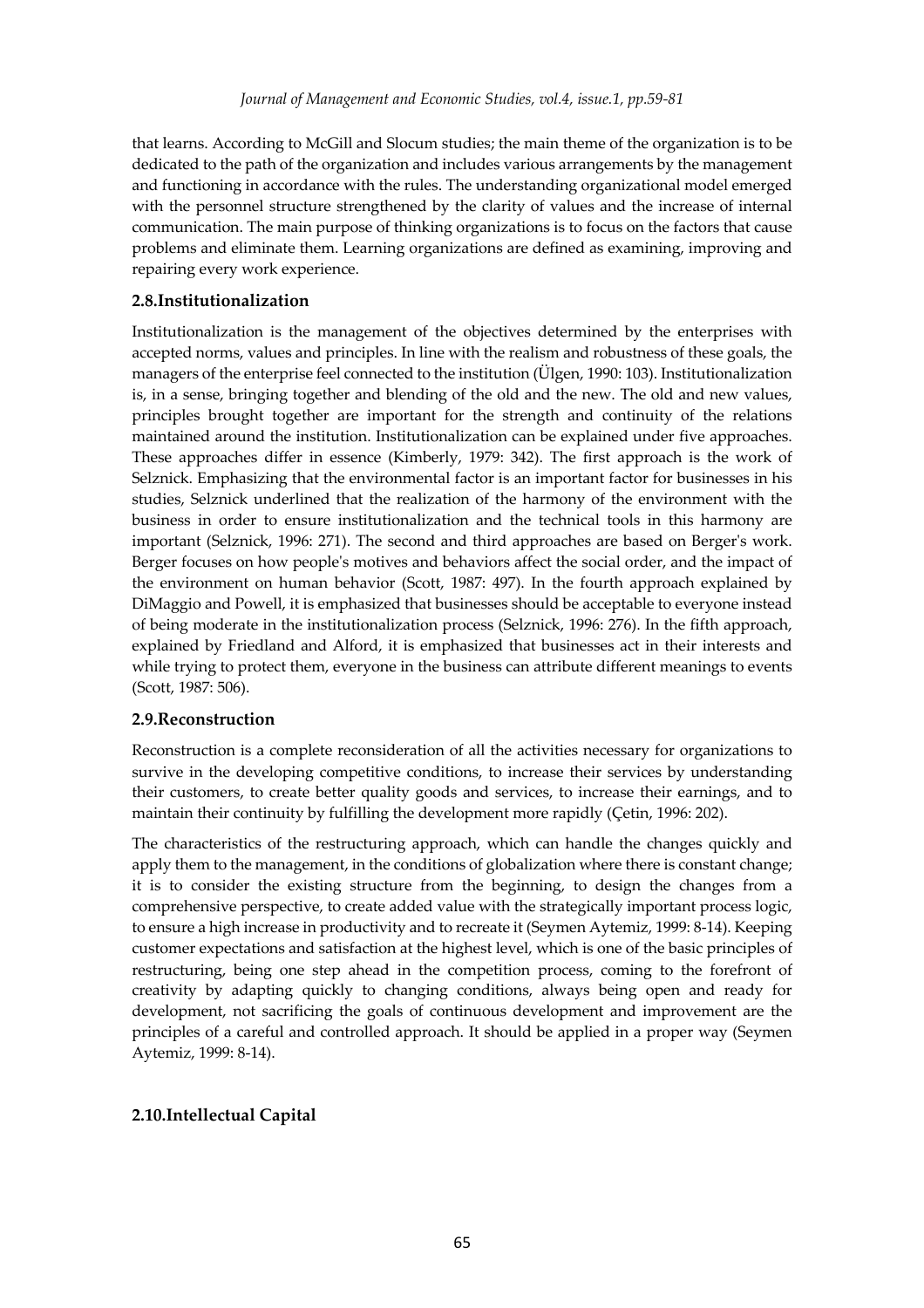that learns. According to McGill and Slocum studies; the main theme of the organization is to be dedicated to the path of the organization and includes various arrangements by the management and functioning in accordance with the rules. The understanding organizational model emerged with the personnel structure strengthened by the clarity of values and the increase of internal communication. The main purpose of thinking organizations is to focus on the factors that cause problems and eliminate them. Learning organizations are defined as examining, improving and repairing every work experience.

### 2.8.Institutionalization

Institutionalization is the management of the objectives determined by the enterprises with accepted norms, values and principles. In line with the realism and robustness of these goals, the managers of the enterprise feel connected to the institution (Ülgen, 1990: 103). Institutionalization is, in a sense, bringing together and blending of the old and the new. The old and new values, principles brought together are important for the strength and continuity of the relations maintained around the institution. Institutionalization can be explained under five approaches. These approaches differ in essence (Kimberly, 1979: 342). The first approach is the work of Selznick. Emphasizing that the environmental factor is an important factor for businesses in his studies, Selznick underlined that the realization of the harmony of the environment with the business in order to ensure institutionalization and the technical tools in this harmony are important (Selznick, 1996: 271). The second and third approaches are based on Berger's work. Berger focuses on how people's motives and behaviors affect the social order, and the impact of the environment on human behavior (Scott, 1987: 497). In the fourth approach explained by DiMaggio and Powell, it is emphasized that businesses should be acceptable to everyone instead of being moderate in the institutionalization process (Selznick, 1996: 276). In the fifth approach, explained by Friedland and Alford, it is emphasized that businesses act in their interests and while trying to protect them, everyone in the business can attribute different meanings to events (Scott, 1987: 506).

### 2.9.Reconstruction

Reconstruction is a complete reconsideration of all the activities necessary for organizations to survive in the developing competitive conditions, to increase their services by understanding their customers, to create better quality goods and services, to increase their earnings, and to maintain their continuity by fulfilling the development more rapidly (Çetin, 1996: 202).

The characteristics of the restructuring approach, which can handle the changes quickly and apply them to the management, in the conditions of globalization where there is constant change; it is to consider the existing structure from the beginning, to design the changes from a comprehensive perspective, to create added value with the strategically important process logic, to ensure a high increase in productivity and to recreate it (Seymen Aytemiz, 1999: 8-14). Keeping customer expectations and satisfaction at the highest level, which is one of the basic principles of restructuring, being one step ahead in the competition process, coming to the forefront of creativity by adapting quickly to changing conditions, always being open and ready for development, not sacrificing the goals of continuous development and improvement are the principles of a careful and controlled approach. It should be applied in a proper way (Seymen Aytemiz, 1999: 8-14).

### 2.10.Intellectual Capital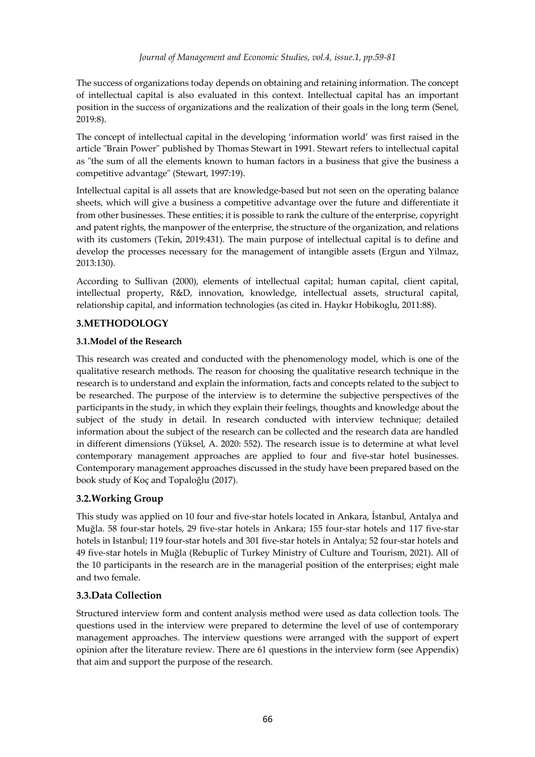The success of organizations today depends on obtaining and retaining information. The concept of intellectual capital is also evaluated in this context. Intellectual capital has an important position in the success of organizations and the realization of their goals in the long term (Senel, 2019:8).

The concept of intellectual capital in the developing 'information world' was first raised in the article "Brain Power" published by Thomas Stewart in 1991. Stewart refers to intellectual capital as "the sum of all the elements known to human factors in a business that give the business a competitive advantage" (Stewart, 1997:19).

Intellectual capital is all assets that are knowledge-based but not seen on the operating balance sheets, which will give a business a competitive advantage over the future and differentiate it from other businesses. These entities; it is possible to rank the culture of the enterprise, copyright and patent rights, the manpower of the enterprise, the structure of the organization, and relations with its customers (Tekin, 2019:431). The main purpose of intellectual capital is to define and develop the processes necessary for the management of intangible assets (Ergun and Yilmaz, 2013:130).

According to Sullivan (2000), elements of intellectual capital; human capital, client capital, intellectual property, R&D, innovation, knowledge, intellectual assets, structural capital, relationship capital, and information technologies (as cited in. Haykır Hobikoglu, 2011:88).

## 3.METHODOLOGY

### 3.1.Model of the Research

This research was created and conducted with the phenomenology model, which is one of the qualitative research methods. The reason for choosing the qualitative research technique in the research is to understand and explain the information, facts and concepts related to the subject to be researched. The purpose of the interview is to determine the subjective perspectives of the participants in the study, in which they explain their feelings, thoughts and knowledge about the subject of the study in detail. In research conducted with interview technique; detailed information about the subject of the research can be collected and the research data are handled in different dimensions (Yüksel, A. 2020: 552). The research issue is to determine at what level contemporary management approaches are applied to four and five-star hotel businesses. Contemporary management approaches discussed in the study have been prepared based on the book study of Koç and Topaloğlu (2017).

### 3.2.Working Group

This study was applied on 10 four and five-star hotels located in Ankara, İstanbul, Antalya and Muğla. 58 four-star hotels, 29 five-star hotels in Ankara; 155 four-star hotels and 117 five-star hotels in Istanbul; 119 four-star hotels and 301 five-star hotels in Antalya; 52 four-star hotels and 49 five-star hotels in Muğla (Rebuplic of Turkey Ministry of Culture and Tourism, 2021). All of the 10 participants in the research are in the managerial position of the enterprises; eight male and two female.

### 3.3.Data Collection

Structured interview form and content analysis method were used as data collection tools. The questions used in the interview were prepared to determine the level of use of contemporary management approaches. The interview questions were arranged with the support of expert opinion after the literature review. There are 61 questions in the interview form (see Appendix) that aim and support the purpose of the research.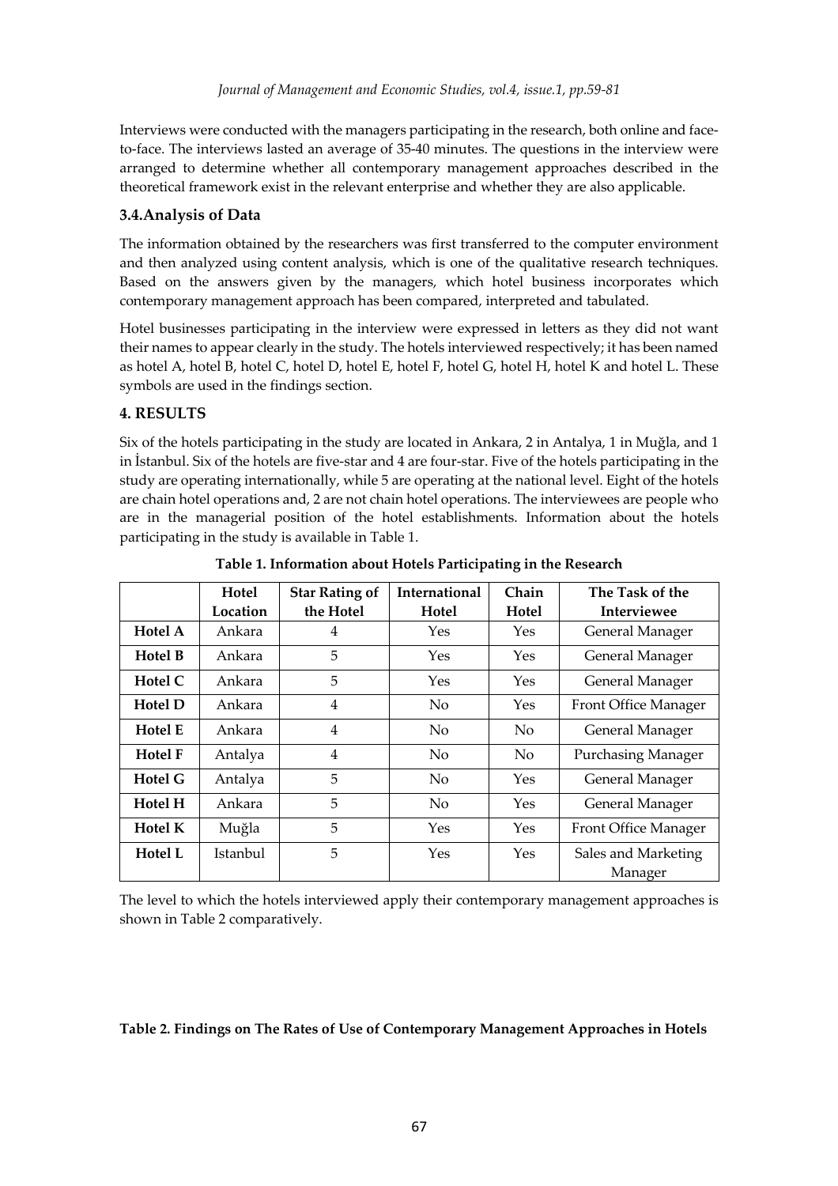Interviews were conducted with the managers participating in the research, both online and face-to-face. The interviews lasted an average of 35-40 minutes. The questions in the interview were arranged to determine whether all contemporary management approaches described in the theoretical framework exist in the relevant enterprise and whether they are also applicable.

### 3.4.Analysis of Data

The information obtained by the researchers was first transferred to the computer environment and then analyzed using content analysis, which is one of the qualitative research techniques. Based on the answers given by the managers, which hotel business incorporates which contemporary management approach has been compared, interpreted and tabulated.

Hotel businesses participating in the interview were expressed in letters as they did not want their names to appear clearly in the study. The hotels interviewed respectively; it has been named as hotel A, hotel B, hotel C, hotel D, hotel E, hotel F, hotel G, hotel H, hotel K and hotel L. These symbols are used in the findings section.

## 4. RESULTS

Six of the hotels participating in the study are located in Ankara, 2 in Antalya, 1 in Muğla, and 1 in İstanbul. Six of the hotels are five-star and 4 are four-star. Five of the hotels participating in the study are operating internationally, while 5 are operating at the national level. Eight of the hotels are chain hotel operations and, 2 are not chain hotel operations. The interviewees are people who are in the managerial position of the hotel establishments. Information about the hotels participating in the study is available in Table 1.

**Table 1. Information about Hotels Participating in the Research**

| | Hotel Location | Star Rating of the Hotel | International Hotel | Chain Hotel | The Task of the Interviewee |
|---|---|---|---|---|---|
| **Hotel A** | Ankara | 4 | Yes | Yes | General Manager |
| **Hotel B** | Ankara | 5 | Yes | Yes | General Manager |
| **Hotel C** | Ankara | 5 | Yes | Yes | General Manager |
| **Hotel D** | Ankara | 4 | No | Yes | Front Office Manager |
| **Hotel E** | Ankara | 4 | No | No | General Manager |
| **Hotel F** | Antalya | 4 | No | No | Purchasing Manager |
| **Hotel G** | Antalya | 5 | No | Yes | General Manager |
| **Hotel H** | Ankara | 5 | No | Yes | General Manager |
| **Hotel K** | Muğla | 5 | Yes | Yes | Front Office Manager |
| **Hotel L** | Istanbul | 5 | Yes | Yes | Sales and Marketing Manager |

The level to which the hotels interviewed apply their contemporary management approaches is shown in Table 2 comparatively.

**Table 2. Findings on The Rates of Use of Contemporary Management Approaches in Hotels**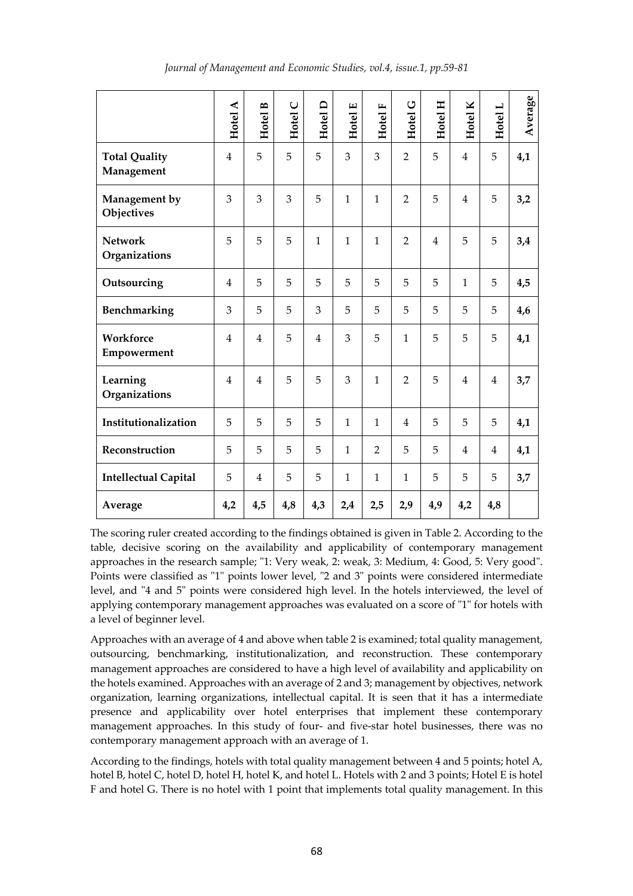| | Hotel A | Hotel B | Hotel C | Hotel D | Hotel E | Hotel F | Hotel G | Hotel H | Hotel K | Hotel L | Average |
|---|---|---|---|---|---|---|---|---|---|---|---|
| **Total Quality Management** | 4 | 5 | 5 | 5 | 3 | 3 | 2 | 5 | 4 | 5 | **4,1** |
| **Management by Objectives** | 3 | 3 | 3 | 5 | 1 | 1 | 2 | 5 | 4 | 5 | **3,2** |
| **Network Organizations** | 5 | 5 | 5 | 1 | 1 | 1 | 2 | 4 | 5 | 5 | **3,4** |
| **Outsourcing** | 4 | 5 | 5 | 5 | 5 | 5 | 5 | 5 | 1 | 5 | **4,5** |
| **Benchmarking** | 3 | 5 | 5 | 3 | 5 | 5 | 5 | 5 | 5 | 5 | **4,6** |
| **Workforce Empowerment** | 4 | 4 | 5 | 4 | 3 | 5 | 1 | 5 | 5 | 5 | **4,1** |
| **Learning Organizations** | 4 | 4 | 5 | 5 | 3 | 1 | 2 | 5 | 4 | 4 | **3,7** |
| **Institutionalization** | 5 | 5 | 5 | 5 | 1 | 1 | 4 | 5 | 5 | 5 | **4,1** |
| **Reconstruction** | 5 | 5 | 5 | 5 | 1 | 2 | 5 | 5 | 4 | 4 | **4,1** |
| **Intellectual Capital** | 5 | 4 | 5 | 5 | 1 | 1 | 1 | 5 | 5 | 5 | **3,7** |
| **Average** | **4,2** | **4,5** | **4,8** | **4,3** | **2,4** | **2,5** | **2,9** | **4,9** | **4,2** | **4,8** | |

The scoring ruler created according to the findings obtained is given in Table 2. According to the table, decisive scoring on the availability and applicability of contemporary management approaches in the research sample; "1: Very weak, 2: weak, 3: Medium, 4: Good, 5: Very good". Points were classified as "1" points lower level, "2 and 3" points were considered intermediate level, and "4 and 5" points were considered high level. In the hotels interviewed, the level of applying contemporary management approaches was evaluated on a score of "1" for hotels with a level of beginner level.

Approaches with an average of 4 and above when table 2 is examined; total quality management, outsourcing, benchmarking, institutionalization, and reconstruction. These contemporary management approaches are considered to have a high level of availability and applicability on the hotels examined. Approaches with an average of 2 and 3; management by objectives, network organization, learning organizations, intellectual capital. It is seen that it has a intermediate presence and applicability over hotel enterprises that implement these contemporary management approaches. In this study of four- and five-star hotel businesses, there was no contemporary management approach with an average of 1.

According to the findings, hotels with total quality management between 4 and 5 points; hotel A, hotel B, hotel C, hotel D, hotel H, hotel K, and hotel L. Hotels with 2 and 3 points; Hotel E is hotel F and hotel G. There is no hotel with 1 point that implements total quality management. In this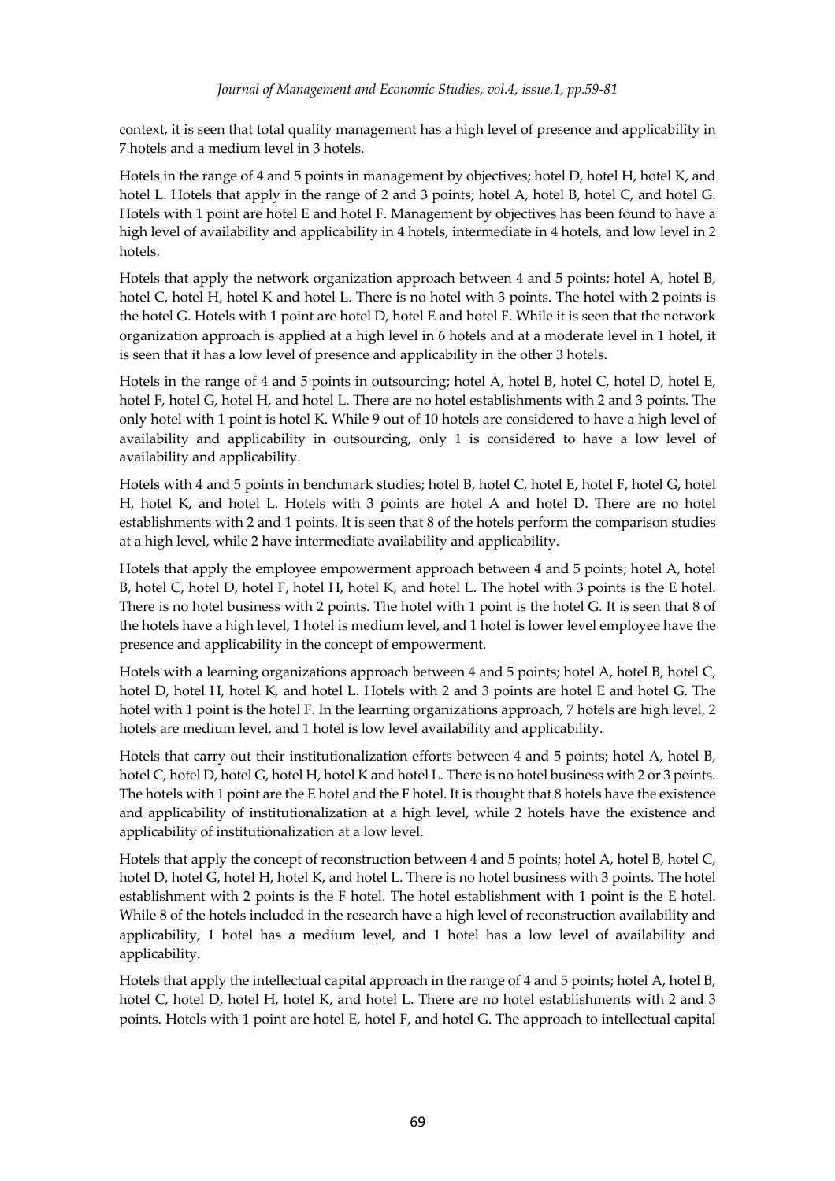context, it is seen that total quality management has a high level of presence and applicability in 7 hotels and a medium level in 3 hotels.

Hotels in the range of 4 and 5 points in management by objectives; hotel D, hotel H, hotel K, and hotel L. Hotels that apply in the range of 2 and 3 points; hotel A, hotel B, hotel C, and hotel G. Hotels with 1 point are hotel E and hotel F. Management by objectives has been found to have a high level of availability and applicability in 4 hotels, intermediate in 4 hotels, and low level in 2 hotels.

Hotels that apply the network organization approach between 4 and 5 points; hotel A, hotel B, hotel C, hotel H, hotel K and hotel L. There is no hotel with 3 points. The hotel with 2 points is the hotel G. Hotels with 1 point are hotel D, hotel E and hotel F. While it is seen that the network organization approach is applied at a high level in 6 hotels and at a moderate level in 1 hotel, it is seen that it has a low level of presence and applicability in the other 3 hotels.

Hotels in the range of 4 and 5 points in outsourcing; hotel A, hotel B, hotel C, hotel D, hotel E, hotel F, hotel G, hotel H, and hotel L. There are no hotel establishments with 2 and 3 points. The only hotel with 1 point is hotel K. While 9 out of 10 hotels are considered to have a high level of availability and applicability in outsourcing, only 1 is considered to have a low level of availability and applicability.

Hotels with 4 and 5 points in benchmark studies; hotel B, hotel C, hotel E, hotel F, hotel G, hotel H, hotel K, and hotel L. Hotels with 3 points are hotel A and hotel D. There are no hotel establishments with 2 and 1 points. It is seen that 8 of the hotels perform the comparison studies at a high level, while 2 have intermediate availability and applicability.

Hotels that apply the employee empowerment approach between 4 and 5 points; hotel A, hotel B, hotel C, hotel D, hotel F, hotel H, hotel K, and hotel L. The hotel with 3 points is the E hotel. There is no hotel business with 2 points. The hotel with 1 point is the hotel G. It is seen that 8 of the hotels have a high level, 1 hotel is medium level, and 1 hotel is lower level employee have the presence and applicability in the concept of empowerment.

Hotels with a learning organizations approach between 4 and 5 points; hotel A, hotel B, hotel C, hotel D, hotel H, hotel K, and hotel L. Hotels with 2 and 3 points are hotel E and hotel G. The hotel with 1 point is the hotel F. In the learning organizations approach, 7 hotels are high level, 2 hotels are medium level, and 1 hotel is low level availability and applicability.

Hotels that carry out their institutionalization efforts between 4 and 5 points; hotel A, hotel B, hotel C, hotel D, hotel G, hotel H, hotel K and hotel L. There is no hotel business with 2 or 3 points. The hotels with 1 point are the E hotel and the F hotel. It is thought that 8 hotels have the existence and applicability of institutionalization at a high level, while 2 hotels have the existence and applicability of institutionalization at a low level.

Hotels that apply the concept of reconstruction between 4 and 5 points; hotel A, hotel B, hotel C, hotel D, hotel G, hotel H, hotel K, and hotel L. There is no hotel business with 3 points. The hotel establishment with 2 points is the F hotel. The hotel establishment with 1 point is the E hotel. While 8 of the hotels included in the research have a high level of reconstruction availability and applicability, 1 hotel has a medium level, and 1 hotel has a low level of availability and applicability.

Hotels that apply the intellectual capital approach in the range of 4 and 5 points; hotel A, hotel B, hotel C, hotel D, hotel H, hotel K, and hotel L. There are no hotel establishments with 2 and 3 points. Hotels with 1 point are hotel E, hotel F, and hotel G. The approach to intellectual capital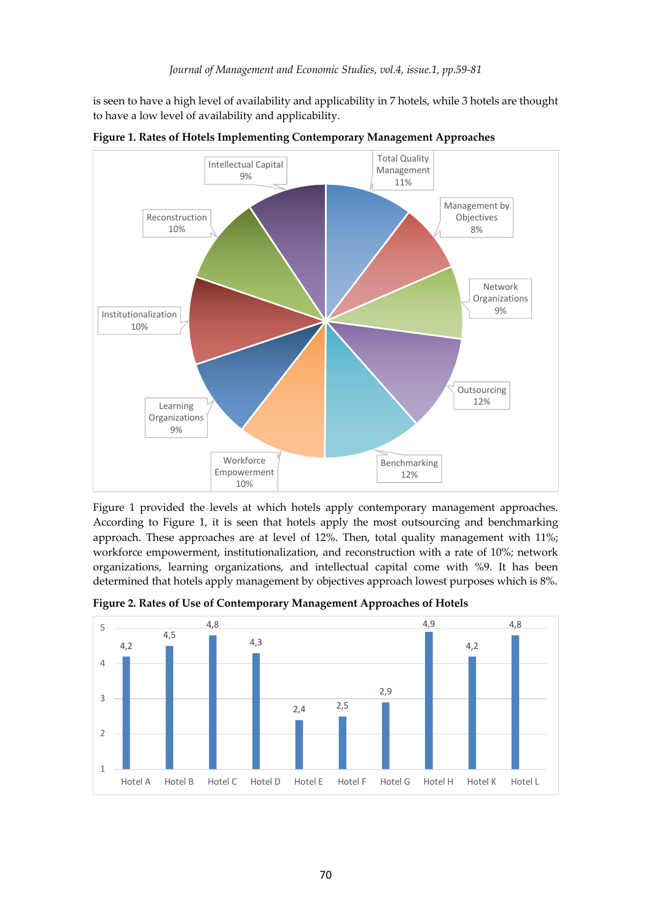is seen to have a high level of availability and applicability in 7 hotels, while 3 hotels are thought to have a low level of availability and applicability.

**Figure 1. Rates of Hotels Implementing Contemporary Management Approaches**

Intellectual Capital 9%
Total Quality Management 11%
Management by Objectives 8%
Reconstruction 10%
Network Organizations 9%
Institutionalization 10%
Outsourcing 12%
Learning Organizations 9%
Workforce Empowerment 10%
Benchmarking 12%

Figure 1 provided the levels at which hotels apply contemporary management approaches. According to Figure 1, it is seen that hotels apply the most outsourcing and benchmarking approach. These approaches are at level of 12%. Then, total quality management with 11%; workforce empowerment, institutionalization, and reconstruction with a rate of 10%; network organizations, learning organizations, and intellectual capital come with %9. It has been determined that hotels apply management by objectives approach lowest purposes which is 8%.

**Figure 2. Rates of Use of Contemporary Management Approaches of Hotels**

5
4
3
2
1

4,2 4,5 4,8 4,3 2,4 2,5 2,9 4,9 4,2 4,8

Hotel A Hotel B Hotel C Hotel D Hotel E Hotel F Hotel G Hotel H Hotel K Hotel L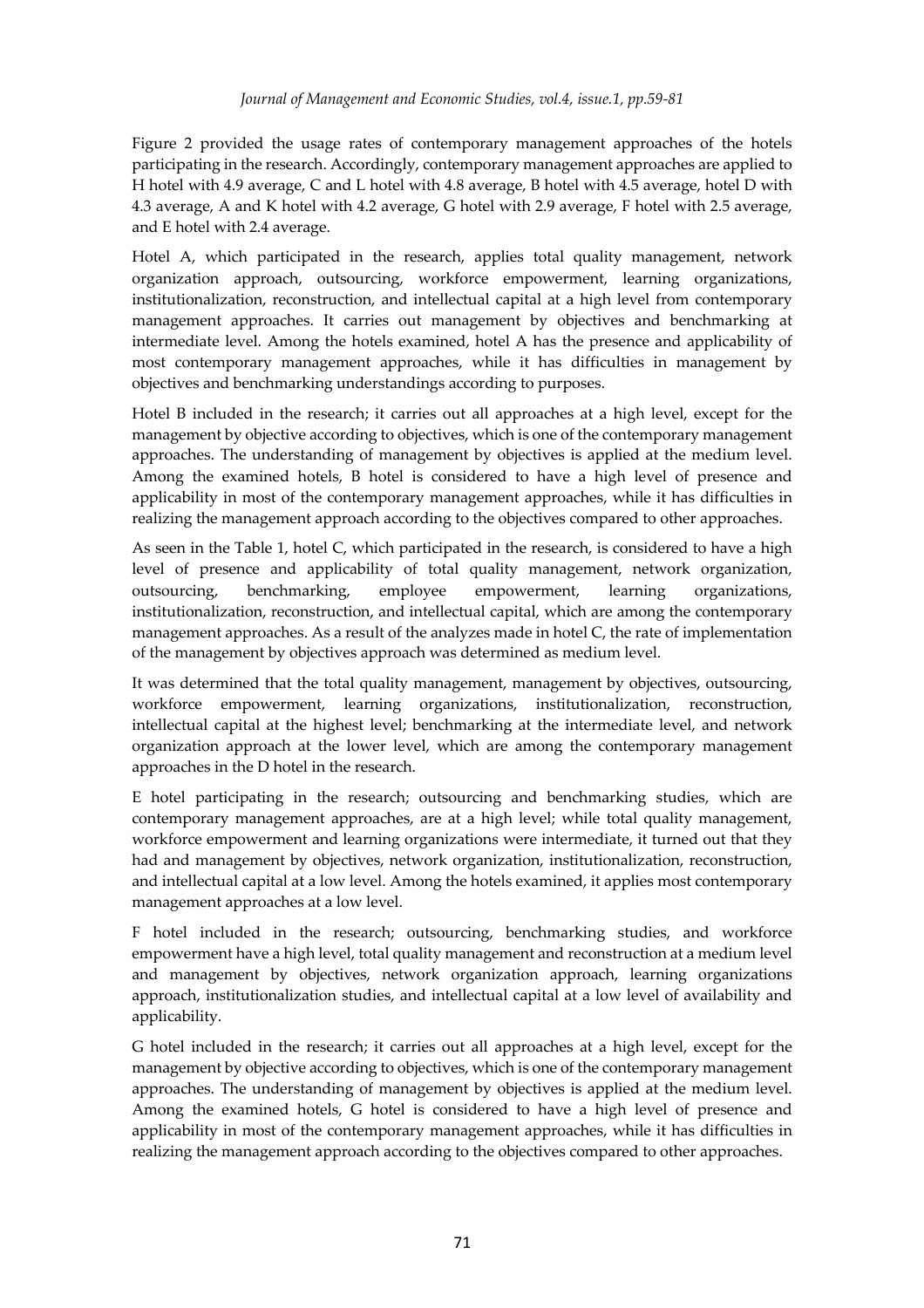Figure 2 provided the usage rates of contemporary management approaches of the hotels participating in the research. Accordingly, contemporary management approaches are applied to H hotel with 4.9 average, C and L hotel with 4.8 average, B hotel with 4.5 average, hotel D with 4.3 average, A and K hotel with 4.2 average, G hotel with 2.9 average, F hotel with 2.5 average, and E hotel with 2.4 average.

Hotel A, which participated in the research, applies total quality management, network organization approach, outsourcing, workforce empowerment, learning organizations, institutionalization, reconstruction, and intellectual capital at a high level from contemporary management approaches. It carries out management by objectives and benchmarking at intermediate level. Among the hotels examined, hotel A has the presence and applicability of most contemporary management approaches, while it has difficulties in management by objectives and benchmarking understandings according to purposes.

Hotel B included in the research; it carries out all approaches at a high level, except for the management by objective according to objectives, which is one of the contemporary management approaches. The understanding of management by objectives is applied at the medium level. Among the examined hotels, B hotel is considered to have a high level of presence and applicability in most of the contemporary management approaches, while it has difficulties in realizing the management approach according to the objectives compared to other approaches.

As seen in the Table 1, hotel C, which participated in the research, is considered to have a high level of presence and applicability of total quality management, network organization, outsourcing, benchmarking, employee empowerment, learning organizations, institutionalization, reconstruction, and intellectual capital, which are among the contemporary management approaches. As a result of the analyzes made in hotel C, the rate of implementation of the management by objectives approach was determined as medium level.

It was determined that the total quality management, management by objectives, outsourcing, workforce empowerment, learning organizations, institutionalization, reconstruction, intellectual capital at the highest level; benchmarking at the intermediate level, and network organization approach at the lower level, which are among the contemporary management approaches in the D hotel in the research.

E hotel participating in the research; outsourcing and benchmarking studies, which are contemporary management approaches, are at a high level; while total quality management, workforce empowerment and learning organizations were intermediate, it turned out that they had and management by objectives, network organization, institutionalization, reconstruction, and intellectual capital at a low level. Among the hotels examined, it applies most contemporary management approaches at a low level.

F hotel included in the research; outsourcing, benchmarking studies, and workforce empowerment have a high level, total quality management and reconstruction at a medium level and management by objectives, network organization approach, learning organizations approach, institutionalization studies, and intellectual capital at a low level of availability and applicability.

G hotel included in the research; it carries out all approaches at a high level, except for the management by objective according to objectives, which is one of the contemporary management approaches. The understanding of management by objectives is applied at the medium level. Among the examined hotels, G hotel is considered to have a high level of presence and applicability in most of the contemporary management approaches, while it has difficulties in realizing the management approach according to the objectives compared to other approaches.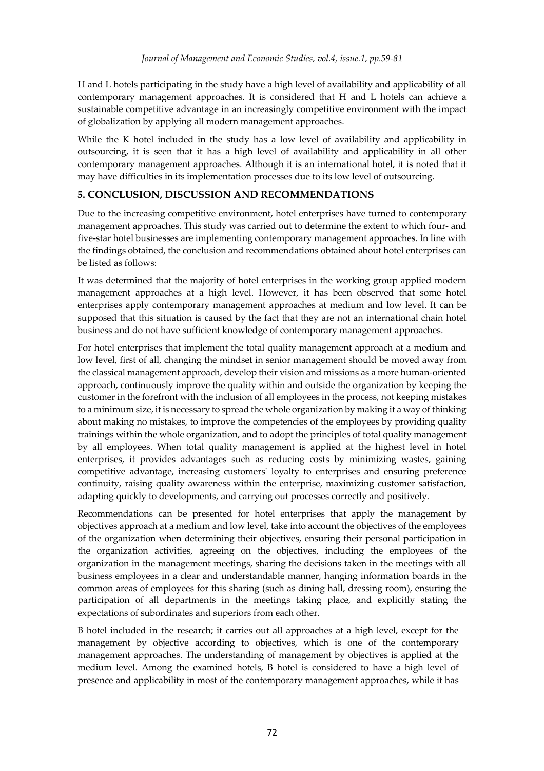H and L hotels participating in the study have a high level of availability and applicability of all contemporary management approaches. It is considered that H and L hotels can achieve a sustainable competitive advantage in an increasingly competitive environment with the impact of globalization by applying all modern management approaches.

While the K hotel included in the study has a low level of availability and applicability in outsourcing, it is seen that it has a high level of availability and applicability in all other contemporary management approaches. Although it is an international hotel, it is noted that it may have difficulties in its implementation processes due to its low level of outsourcing.

## 5. CONCLUSION, DISCUSSION AND RECOMMENDATIONS

Due to the increasing competitive environment, hotel enterprises have turned to contemporary management approaches. This study was carried out to determine the extent to which four- and five-star hotel businesses are implementing contemporary management approaches. In line with the findings obtained, the conclusion and recommendations obtained about hotel enterprises can be listed as follows:

It was determined that the majority of hotel enterprises in the working group applied modern management approaches at a high level. However, it has been observed that some hotel enterprises apply contemporary management approaches at medium and low level. It can be supposed that this situation is caused by the fact that they are not an international chain hotel business and do not have sufficient knowledge of contemporary management approaches.

For hotel enterprises that implement the total quality management approach at a medium and low level, first of all, changing the mindset in senior management should be moved away from the classical management approach, develop their vision and missions as a more human-oriented approach, continuously improve the quality within and outside the organization by keeping the customer in the forefront with the inclusion of all employees in the process, not keeping mistakes to a minimum size, it is necessary to spread the whole organization by making it a way of thinking about making no mistakes, to improve the competencies of the employees by providing quality trainings within the whole organization, and to adopt the principles of total quality management by all employees. When total quality management is applied at the highest level in hotel enterprises, it provides advantages such as reducing costs by minimizing wastes, gaining competitive advantage, increasing customers' loyalty to enterprises and ensuring preference continuity, raising quality awareness within the enterprise, maximizing customer satisfaction, adapting quickly to developments, and carrying out processes correctly and positively.

Recommendations can be presented for hotel enterprises that apply the management by objectives approach at a medium and low level, take into account the objectives of the employees of the organization when determining their objectives, ensuring their personal participation in the organization activities, agreeing on the objectives, including the employees of the organization in the management meetings, sharing the decisions taken in the meetings with all business employees in a clear and understandable manner, hanging information boards in the common areas of employees for this sharing (such as dining hall, dressing room), ensuring the participation of all departments in the meetings taking place, and explicitly stating the expectations of subordinates and superiors from each other.

B hotel included in the research; it carries out all approaches at a high level, except for the management by objective according to objectives, which is one of the contemporary management approaches. The understanding of management by objectives is applied at the medium level. Among the examined hotels, B hotel is considered to have a high level of presence and applicability in most of the contemporary management approaches, while it has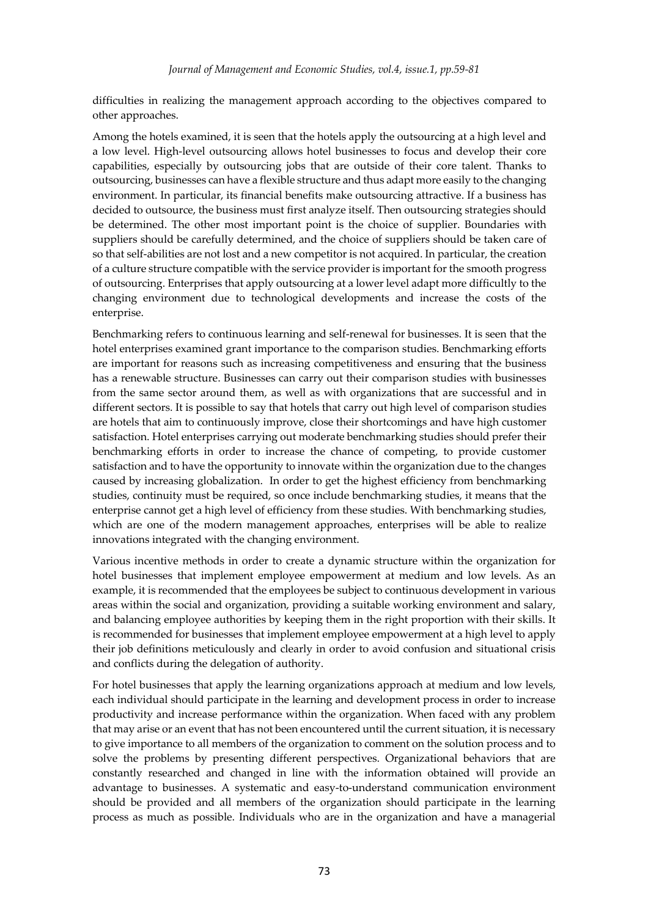difficulties in realizing the management approach according to the objectives compared to other approaches.

Among the hotels examined, it is seen that the hotels apply the outsourcing at a high level and a low level. High-level outsourcing allows hotel businesses to focus and develop their core capabilities, especially by outsourcing jobs that are outside of their core talent. Thanks to outsourcing, businesses can have a flexible structure and thus adapt more easily to the changing environment. In particular, its financial benefits make outsourcing attractive. If a business has decided to outsource, the business must first analyze itself. Then outsourcing strategies should be determined. The other most important point is the choice of supplier. Boundaries with suppliers should be carefully determined, and the choice of suppliers should be taken care of so that self-abilities are not lost and a new competitor is not acquired. In particular, the creation of a culture structure compatible with the service provider is important for the smooth progress of outsourcing. Enterprises that apply outsourcing at a lower level adapt more difficultly to the changing environment due to technological developments and increase the costs of the enterprise.

Benchmarking refers to continuous learning and self-renewal for businesses. It is seen that the hotel enterprises examined grant importance to the comparison studies. Benchmarking efforts are important for reasons such as increasing competitiveness and ensuring that the business has a renewable structure. Businesses can carry out their comparison studies with businesses from the same sector around them, as well as with organizations that are successful and in different sectors. It is possible to say that hotels that carry out high level of comparison studies are hotels that aim to continuously improve, close their shortcomings and have high customer satisfaction. Hotel enterprises carrying out moderate benchmarking studies should prefer their benchmarking efforts in order to increase the chance of competing, to provide customer satisfaction and to have the opportunity to innovate within the organization due to the changes caused by increasing globalization. In order to get the highest efficiency from benchmarking studies, continuity must be required, so once include benchmarking studies, it means that the enterprise cannot get a high level of efficiency from these studies. With benchmarking studies, which are one of the modern management approaches, enterprises will be able to realize innovations integrated with the changing environment.

Various incentive methods in order to create a dynamic structure within the organization for hotel businesses that implement employee empowerment at medium and low levels. As an example, it is recommended that the employees be subject to continuous development in various areas within the social and organization, providing a suitable working environment and salary, and balancing employee authorities by keeping them in the right proportion with their skills. It is recommended for businesses that implement employee empowerment at a high level to apply their job definitions meticulously and clearly in order to avoid confusion and situational crisis and conflicts during the delegation of authority.

For hotel businesses that apply the learning organizations approach at medium and low levels, each individual should participate in the learning and development process in order to increase productivity and increase performance within the organization. When faced with any problem that may arise or an event that has not been encountered until the current situation, it is necessary to give importance to all members of the organization to comment on the solution process and to solve the problems by presenting different perspectives. Organizational behaviors that are constantly researched and changed in line with the information obtained will provide an advantage to businesses. A systematic and easy-to-understand communication environment should be provided and all members of the organization should participate in the learning process as much as possible. Individuals who are in the organization and have a managerial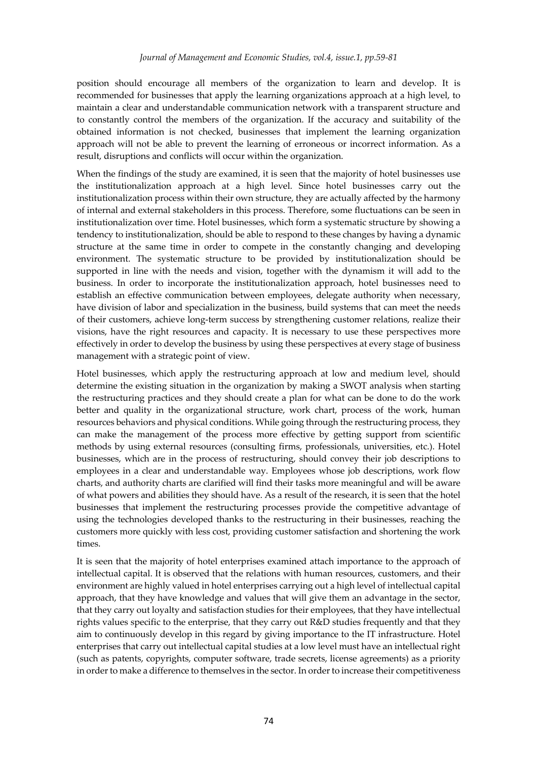position should encourage all members of the organization to learn and develop. It is recommended for businesses that apply the learning organizations approach at a high level, to maintain a clear and understandable communication network with a transparent structure and to constantly control the members of the organization. If the accuracy and suitability of the obtained information is not checked, businesses that implement the learning organization approach will not be able to prevent the learning of erroneous or incorrect information. As a result, disruptions and conflicts will occur within the organization.

When the findings of the study are examined, it is seen that the majority of hotel businesses use the institutionalization approach at a high level. Since hotel businesses carry out the institutionalization process within their own structure, they are actually affected by the harmony of internal and external stakeholders in this process. Therefore, some fluctuations can be seen in institutionalization over time. Hotel businesses, which form a systematic structure by showing a tendency to institutionalization, should be able to respond to these changes by having a dynamic structure at the same time in order to compete in the constantly changing and developing environment. The systematic structure to be provided by institutionalization should be supported in line with the needs and vision, together with the dynamism it will add to the business. In order to incorporate the institutionalization approach, hotel businesses need to establish an effective communication between employees, delegate authority when necessary, have division of labor and specialization in the business, build systems that can meet the needs of their customers, achieve long-term success by strengthening customer relations, realize their visions, have the right resources and capacity. It is necessary to use these perspectives more effectively in order to develop the business by using these perspectives at every stage of business management with a strategic point of view.

Hotel businesses, which apply the restructuring approach at low and medium level, should determine the existing situation in the organization by making a SWOT analysis when starting the restructuring practices and they should create a plan for what can be done to do the work better and quality in the organizational structure, work chart, process of the work, human resources behaviors and physical conditions. While going through the restructuring process, they can make the management of the process more effective by getting support from scientific methods by using external resources (consulting firms, professionals, universities, etc.). Hotel businesses, which are in the process of restructuring, should convey their job descriptions to employees in a clear and understandable way. Employees whose job descriptions, work flow charts, and authority charts are clarified will find their tasks more meaningful and will be aware of what powers and abilities they should have. As a result of the research, it is seen that the hotel businesses that implement the restructuring processes provide the competitive advantage of using the technologies developed thanks to the restructuring in their businesses, reaching the customers more quickly with less cost, providing customer satisfaction and shortening the work times.

It is seen that the majority of hotel enterprises examined attach importance to the approach of intellectual capital. It is observed that the relations with human resources, customers, and their environment are highly valued in hotel enterprises carrying out a high level of intellectual capital approach, that they have knowledge and values that will give them an advantage in the sector, that they carry out loyalty and satisfaction studies for their employees, that they have intellectual rights values specific to the enterprise, that they carry out R&D studies frequently and that they aim to continuously develop in this regard by giving importance to the IT infrastructure. Hotel enterprises that carry out intellectual capital studies at a low level must have an intellectual right (such as patents, copyrights, computer software, trade secrets, license agreements) as a priority in order to make a difference to themselves in the sector. In order to increase their competitiveness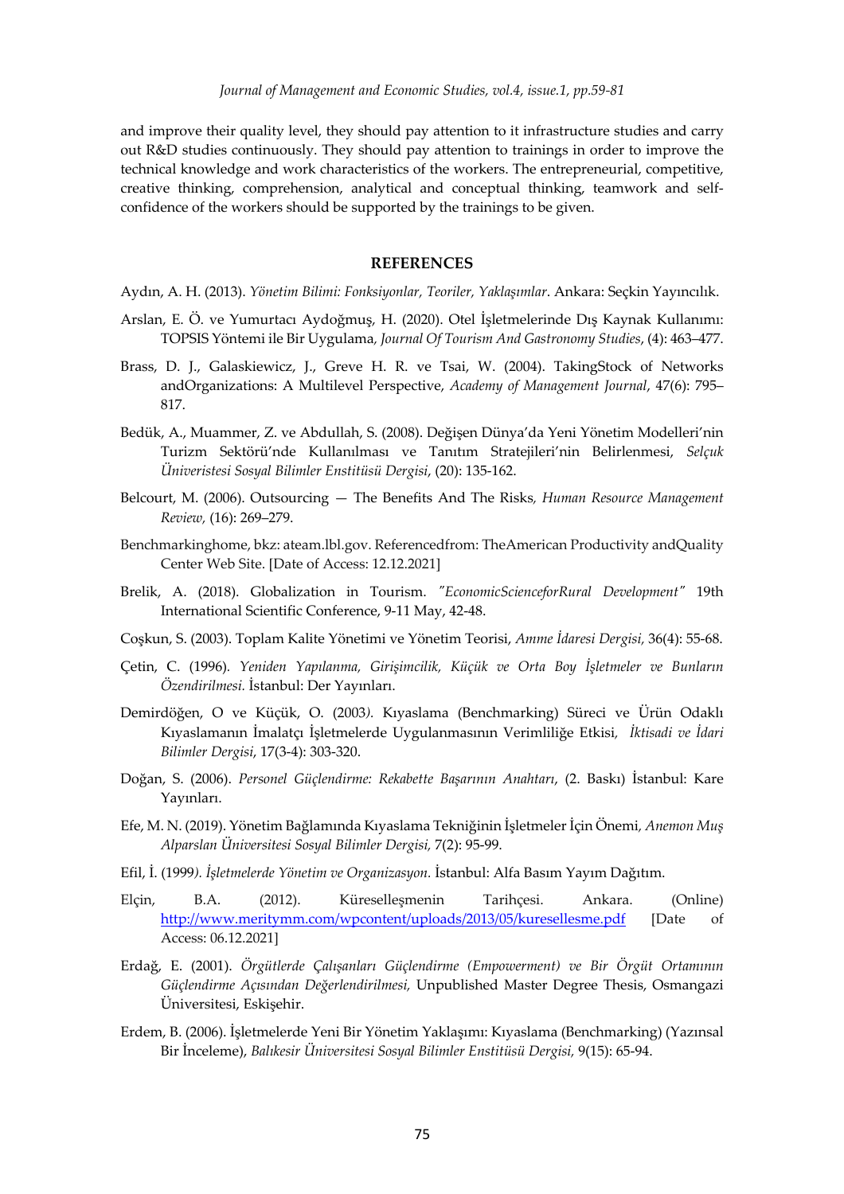and improve their quality level, they should pay attention to it infrastructure studies and carry out R&D studies continuously. They should pay attention to trainings in order to improve the technical knowledge and work characteristics of the workers. The entrepreneurial, competitive, creative thinking, comprehension, analytical and conceptual thinking, teamwork and self-confidence of the workers should be supported by the trainings to be given.

## REFERENCES

Aydın, A. H. (2013). *Yönetim Bilimi: Fonksiyonlar, Teoriler, Yaklaşımlar*. Ankara: Seçkin Yayıncılık.

Arslan, E. Ö. ve Yumurtacı Aydoğmuş, H. (2020). Otel İşletmelerinde Dış Kaynak Kullanımı: TOPSIS Yöntemi ile Bir Uygulama, *Journal Of Tourism And Gastronomy Studies*, (4): 463–477.

Brass, D. J., Galaskiewicz, J., Greve H. R. ve Tsai, W. (2004). TakingStock of Networks andOrganizations: A Multilevel Perspective, *Academy of Management Journal*, 47(6): 795–817.

Bedük, A., Muammer, Z. ve Abdullah, S. (2008). Değişen Dünya'da Yeni Yönetim Modelleri'nin Turizm Sektörü'nde Kullanılması ve Tanıtım Stratejileri'nin Belirlenmesi, *Selçuk Üniveristesi Sosyal Bilimler Enstitüsü Dergisi*, (20): 135-162.

Belcourt, M. (2006). Outsourcing — The Benefits And The Risks, *Human Resource Management Review,* (16): 269–279.

Benchmarkinghome, bkz: ateam.lbl.gov. Referencedfrom: TheAmerican Productivity andQuality Center Web Site. [Date of Access: 12.12.2021]

Brelik, A. (2018). Globalization in Tourism. *"EconomicScienceforRural Development"* 19th International Scientific Conference, 9-11 May, 42-48.

Coşkun, S. (2003). Toplam Kalite Yönetimi ve Yönetim Teorisi, *Amme İdaresi Dergisi,* 36(4): 55-68.

Çetin, C. (1996). *Yeniden Yapılanma, Girişimcilik, Küçük ve Orta Boy İşletmeler ve Bunların Özendirilmesi.* İstanbul: Der Yayınları.

Demirdöğen, O ve Küçük, O. (2003). Kıyaslama (Benchmarking) Süreci ve Ürün Odaklı Kıyaslamanın İmalatçı İşletmelerde Uygulanmasının Verimliliğe Etkisi, *İktisadi ve İdari Bilimler Dergisi*, 17(3-4): 303-320.

Doğan, S. (2006). *Personel Güçlendirme: Rekabette Başarının Anahtarı*, (2. Baskı) İstanbul: Kare Yayınları.

Efe, M. N. (2019). Yönetim Bağlamında Kıyaslama Tekniğinin İşletmeler İçin Önemi, *Anemon Muş Alparslan Üniversitesi Sosyal Bilimler Dergisi,* 7(2): 95-99.

Efil, İ. (1999). *İşletmelerde Yönetim ve Organizasyon.* İstanbul: Alfa Basım Yayım Dağıtım.

Elçin, B.A. (2012). Küreselleşmenin Tarihçesi. Ankara. (Online) http://www.meritymm.com/wpcontent/uploads/2013/05/kuresellesme.pdf [Date of Access: 06.12.2021]

Erdağ, E. (2001). *Örgütlerde Çalışanları Güçlendirme (Empowerment) ve Bir Örgüt Ortamının Güçlendirme Açısından Değerlendirilmesi,* Unpublished Master Degree Thesis, Osmangazi Üniversitesi, Eskişehir.

Erdem, B. (2006). İşletmelerde Yeni Bir Yönetim Yaklaşımı: Kıyaslama (Benchmarking) (Yazınsal Bir İnceleme), *Balıkesir Üniversitesi Sosyal Bilimler Enstitüsü Dergisi,* 9(15): 65-94.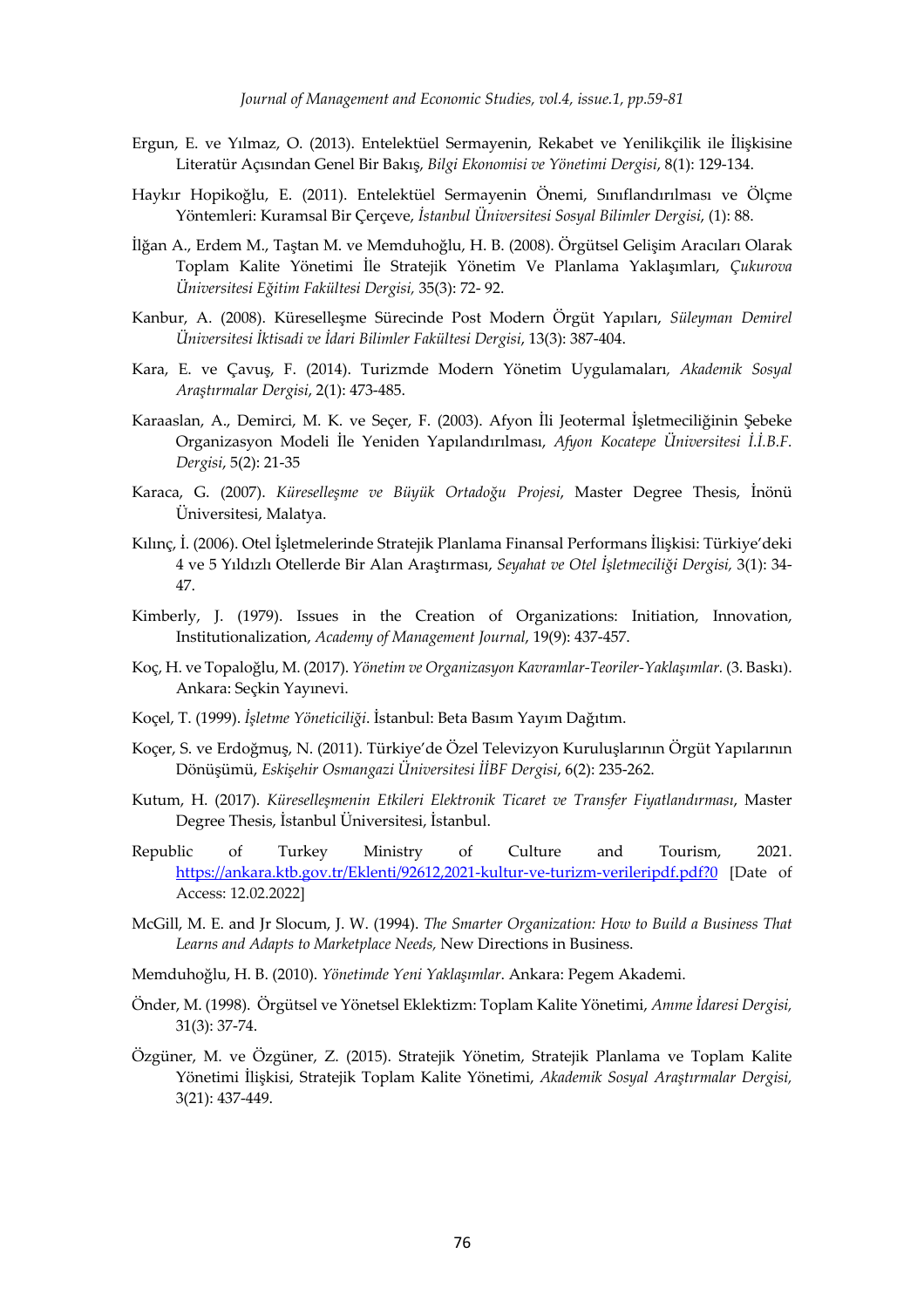Ergun, E. ve Yılmaz, O. (2013). Entelektüel Sermayenin, Rekabet ve Yenilikçilik ile İlişkisine Literatür Açısından Genel Bir Bakış, *Bilgi Ekonomisi ve Yönetimi Dergisi*, 8(1): 129-134.

Haykır Hopikoğlu, E. (2011). Entelektüel Sermayenin Önemi, Sınıflandırılması ve Ölçme Yöntemleri: Kuramsal Bir Çerçeve, *İstanbul Üniversitesi Sosyal Bilimler Dergisi*, (1): 88.

İlğan A., Erdem M., Taştan M. ve Memduhoğlu, H. B. (2008). Örgütsel Gelişim Aracıları Olarak Toplam Kalite Yönetimi İle Stratejik Yönetim Ve Planlama Yaklaşımları, *Çukurova Üniversitesi Eğitim Fakültesi Dergisi,* 35(3): 72- 92.

Kanbur, A. (2008). Küreselleşme Sürecinde Post Modern Örgüt Yapıları, *Süleyman Demirel Üniversitesi İktisadi ve İdari Bilimler Fakültesi Dergisi*, 13(3): 387-404.

Kara, E. ve Çavuş, F. (2014). Turizmde Modern Yönetim Uygulamaları, *Akademik Sosyal Araştırmalar Dergisi*, 2(1): 473-485.

Karaaslan, A., Demirci, M. K. ve Seçer, F. (2003). Afyon İli Jeotermal İşletmeciliğinin Şebeke Organizasyon Modeli İle Yeniden Yapılandırılması, *Afyon Kocatepe Üniversitesi İ.İ.B.F. Dergisi*, 5(2): 21-35

Karaca, G. (2007). *Küreselleşme ve Büyük Ortadoğu Projesi*, Master Degree Thesis, İnönü Üniversitesi, Malatya.

Kılınç, İ. (2006). Otel İşletmelerinde Stratejik Planlama Finansal Performans İlişkisi: Türkiye'deki 4 ve 5 Yıldızlı Otellerde Bir Alan Araştırması, *Seyahat ve Otel İşletmeciliği Dergisi,* 3(1): 34-47.

Kimberly, J. (1979). Issues in the Creation of Organizations: Initiation, Innovation, Institutionalization, *Academy of Management Journal*, 19(9): 437-457.

Koç, H. ve Topaloğlu, M. (2017). *Yönetim ve Organizasyon Kavramlar-Teoriler-Yaklaşımlar.* (3. Baskı). Ankara: Seçkin Yayınevi.

Koçel, T. (1999). *İşletme Yöneticiliği*. İstanbul: Beta Basım Yayım Dağıtım.

Koçer, S. ve Erdoğmuş, N. (2011). Türkiye'de Özel Televizyon Kuruluşlarının Örgüt Yapılarının Dönüşümü, *Eskişehir Osmangazi Üniversitesi İİBF Dergisi*, 6(2): 235-262.

Kutum, H. (2017). *Küreselleşmenin Etkileri Elektronik Ticaret ve Transfer Fiyatlandırması*, Master Degree Thesis, İstanbul Üniversitesi, İstanbul.

Republic of Turkey Ministry of Culture and Tourism, 2021. https://ankara.ktb.gov.tr/Eklenti/92612,2021-kultur-ve-turizm-verileripdf.pdf?0 [Date of Access: 12.02.2022]

McGill, M. E. and Jr Slocum, J. W. (1994). *The Smarter Organization: How to Build a Business That Learns and Adapts to Marketplace Needs,* New Directions in Business.

Memduhoğlu, H. B. (2010). *Yönetimde Yeni Yaklaşımlar*. Ankara: Pegem Akademi.

Önder, M. (1998). Örgütsel ve Yönetsel Eklektizm: Toplam Kalite Yönetimi, *Amme İdaresi Dergisi,* 31(3): 37-74.

Özgüner, M. ve Özgüner, Z. (2015). Stratejik Yönetim, Stratejik Planlama ve Toplam Kalite Yönetimi İlişkisi, Stratejik Toplam Kalite Yönetimi, *Akademik Sosyal Araştırmalar Dergisi,* 3(21): 437-449.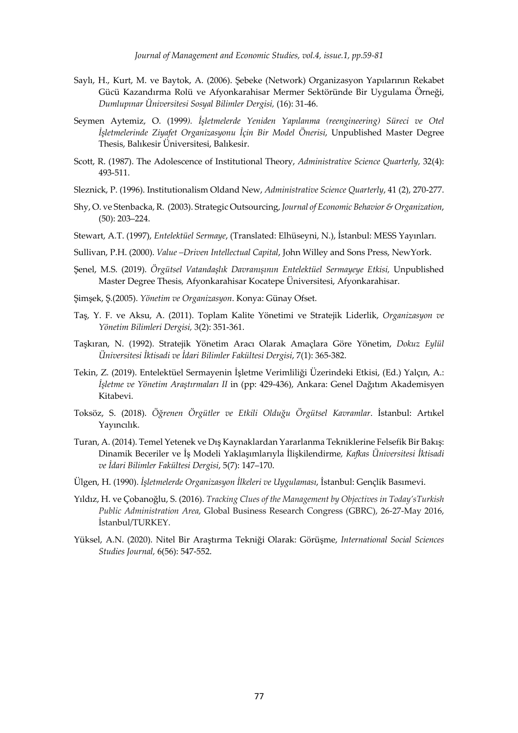Saylı, H., Kurt, M. ve Baytok, A. (2006). Şebeke (Network) Organizasyon Yapılarının Rekabet Gücü Kazandırma Rolü ve Afyonkarahisar Mermer Sektöründe Bir Uygulama Örneği, *Dumlupınar Üniversitesi Sosyal Bilimler Dergisi*, (16): 31-46.

Seymen Aytemiz, O. (1999*). İşletmelerde Yeniden Yapılanma (reengineering) Süreci ve Otel İşletmelerinde Ziyafet Organizasyonu İçin Bir Model Önerisi*, Unpublished Master Degree Thesis, Balıkesir Üniversitesi, Balıkesir.

Scott, R. (1987). The Adolescence of Institutional Theory, *Administrative Science Quarterly*, 32(4): 493-511.

Sleznick, P. (1996). Institutionalism Oldand New, *Administrative Science Quarterly*, 41 (2), 270-277.

Shy, O. ve Stenbacka, R. (2003). Strategic Outsourcing, *Journal of Economic Behavior & Organization*, (50): 203–224.

Stewart, A.T. (1997), *Entelektüel Sermaye*, (Translated: Elhüseyni, N.), İstanbul: MESS Yayınları.

Sullivan, P.H. (2000). *Value –Driven Intellectual Capital*, John Willey and Sons Press, NewYork.

Şenel, M.S. (2019). *Örgütsel Vatandaşlık Davranışının Entelektüel Sermayeye Etkisi*, Unpublished Master Degree Thesis, Afyonkarahisar Kocatepe Üniversitesi, Afyonkarahisar.

Şimşek, Ş.(2005). *Yönetim ve Organizasyon*. Konya: Günay Ofset.

Taş, Y. F. ve Aksu, A. (2011). Toplam Kalite Yönetimi ve Stratejik Liderlik, *Organizasyon ve Yönetim Bilimleri Dergisi*, 3(2): 351-361.

Taşkıran, N. (1992). Stratejik Yönetim Aracı Olarak Amaçlara Göre Yönetim, *Dokuz Eylül Üniversitesi İktisadi ve İdari Bilimler Fakültesi Dergisi*, 7(1): 365-382.

Tekin, Z. (2019). Entelektüel Sermayenin İşletme Verimliliği Üzerindeki Etkisi, (Ed.) Yalçın, A.: *İşletme ve Yönetim Araştırmaları II* in (pp: 429-436), Ankara: Genel Dağıtım Akademisyen Kitabevi.

Toksöz, S. (2018). *Öğrenen Örgütler ve Etkili Olduğu Örgütsel Kavramlar*. İstanbul: Artıkel Yayıncılık.

Turan, A. (2014). Temel Yetenek ve Dış Kaynaklardan Yararlanma Tekniklerine Felsefik Bir Bakış: Dinamik Beceriler ve İş Modeli Yaklaşımlarıyla İlişkilendirme, *Kafkas Üniversitesi İktisadi ve İdari Bilimler Fakültesi Dergisi*, 5(7): 147–170.

Ülgen, H. (1990). *İşletmelerde Organizasyon İlkeleri ve Uygulaması*, İstanbul: Gençlik Basımevi.

Yıldız, H. ve Çobanoğlu, S. (2016). *Tracking Clues of the Management by Objectives in Today'sTurkish Public Administration Area,* Global Business Research Congress (GBRC), 26-27-May 2016, İstanbul/TURKEY.

Yüksel, A.N. (2020). Nitel Bir Araştırma Tekniği Olarak: Görüşme, *International Social Sciences Studies Journal*, 6(56): 547-552.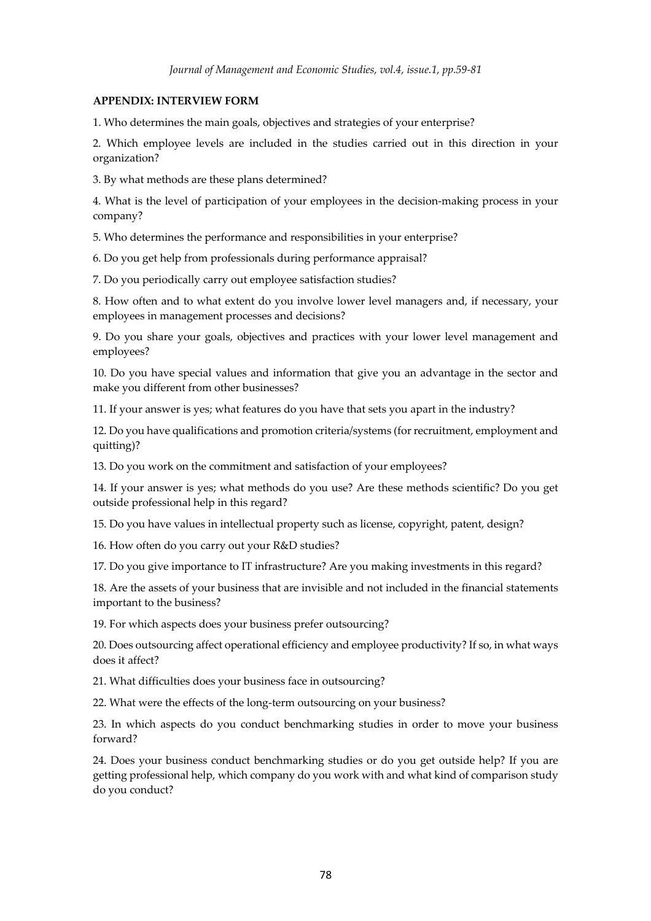**APPENDIX: INTERVIEW FORM**

1. Who determines the main goals, objectives and strategies of your enterprise?

2. Which employee levels are included in the studies carried out in this direction in your organization?

3. By what methods are these plans determined?

4. What is the level of participation of your employees in the decision-making process in your company?

5. Who determines the performance and responsibilities in your enterprise?

6. Do you get help from professionals during performance appraisal?

7. Do you periodically carry out employee satisfaction studies?

8. How often and to what extent do you involve lower level managers and, if necessary, your employees in management processes and decisions?

9. Do you share your goals, objectives and practices with your lower level management and employees?

10. Do you have special values and information that give you an advantage in the sector and make you different from other businesses?

11. If your answer is yes; what features do you have that sets you apart in the industry?

12. Do you have qualifications and promotion criteria/systems (for recruitment, employment and quitting)?

13. Do you work on the commitment and satisfaction of your employees?

14. If your answer is yes; what methods do you use? Are these methods scientific? Do you get outside professional help in this regard?

15. Do you have values in intellectual property such as license, copyright, patent, design?

16. How often do you carry out your R&D studies?

17. Do you give importance to IT infrastructure? Are you making investments in this regard?

18. Are the assets of your business that are invisible and not included in the financial statements important to the business?

19. For which aspects does your business prefer outsourcing?

20. Does outsourcing affect operational efficiency and employee productivity? If so, in what ways does it affect?

21. What difficulties does your business face in outsourcing?

22. What were the effects of the long-term outsourcing on your business?

23. In which aspects do you conduct benchmarking studies in order to move your business forward?

24. Does your business conduct benchmarking studies or do you get outside help? If you are getting professional help, which company do you work with and what kind of comparison study do you conduct?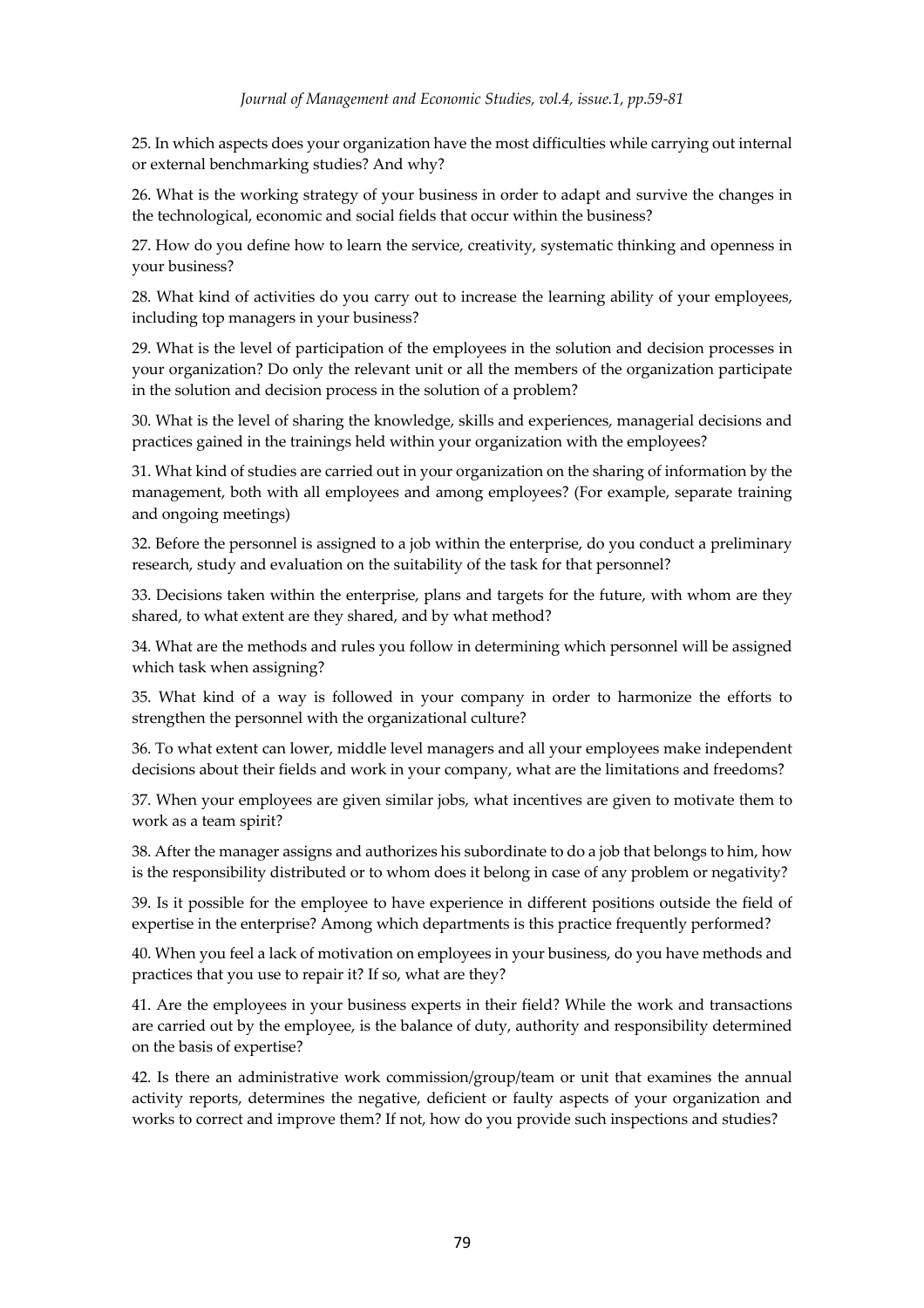25. In which aspects does your organization have the most difficulties while carrying out internal or external benchmarking studies? And why?

26. What is the working strategy of your business in order to adapt and survive the changes in the technological, economic and social fields that occur within the business?

27. How do you define how to learn the service, creativity, systematic thinking and openness in your business?

28. What kind of activities do you carry out to increase the learning ability of your employees, including top managers in your business?

29. What is the level of participation of the employees in the solution and decision processes in your organization? Do only the relevant unit or all the members of the organization participate in the solution and decision process in the solution of a problem?

30. What is the level of sharing the knowledge, skills and experiences, managerial decisions and practices gained in the trainings held within your organization with the employees?

31. What kind of studies are carried out in your organization on the sharing of information by the management, both with all employees and among employees? (For example, separate training and ongoing meetings)

32. Before the personnel is assigned to a job within the enterprise, do you conduct a preliminary research, study and evaluation on the suitability of the task for that personnel?

33. Decisions taken within the enterprise, plans and targets for the future, with whom are they shared, to what extent are they shared, and by what method?

34. What are the methods and rules you follow in determining which personnel will be assigned which task when assigning?

35. What kind of a way is followed in your company in order to harmonize the efforts to strengthen the personnel with the organizational culture?

36. To what extent can lower, middle level managers and all your employees make independent decisions about their fields and work in your company, what are the limitations and freedoms?

37. When your employees are given similar jobs, what incentives are given to motivate them to work as a team spirit?

38. After the manager assigns and authorizes his subordinate to do a job that belongs to him, how is the responsibility distributed or to whom does it belong in case of any problem or negativity?

39. Is it possible for the employee to have experience in different positions outside the field of expertise in the enterprise? Among which departments is this practice frequently performed?

40. When you feel a lack of motivation on employees in your business, do you have methods and practices that you use to repair it? If so, what are they?

41. Are the employees in your business experts in their field? While the work and transactions are carried out by the employee, is the balance of duty, authority and responsibility determined on the basis of expertise?

42. Is there an administrative work commission/group/team or unit that examines the annual activity reports, determines the negative, deficient or faulty aspects of your organization and works to correct and improve them? If not, how do you provide such inspections and studies?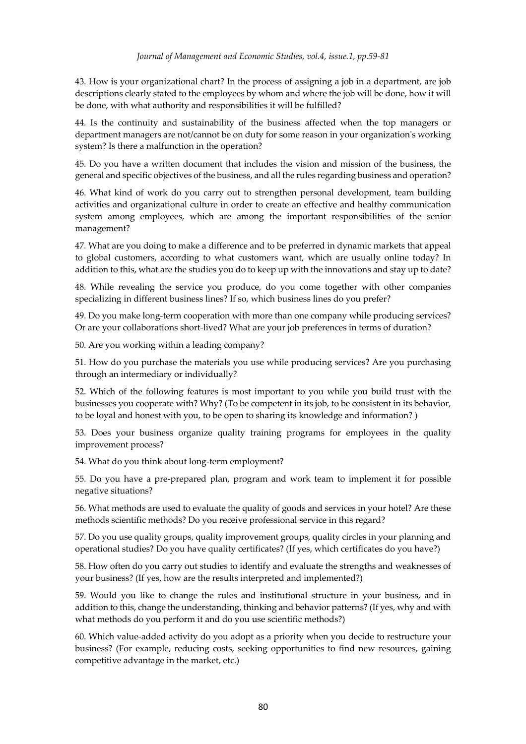43. How is your organizational chart? In the process of assigning a job in a department, are job descriptions clearly stated to the employees by whom and where the job will be done, how it will be done, with what authority and responsibilities it will be fulfilled?

44. Is the continuity and sustainability of the business affected when the top managers or department managers are not/cannot be on duty for some reason in your organization's working system? Is there a malfunction in the operation?

45. Do you have a written document that includes the vision and mission of the business, the general and specific objectives of the business, and all the rules regarding business and operation?

46. What kind of work do you carry out to strengthen personal development, team building activities and organizational culture in order to create an effective and healthy communication system among employees, which are among the important responsibilities of the senior management?

47. What are you doing to make a difference and to be preferred in dynamic markets that appeal to global customers, according to what customers want, which are usually online today? In addition to this, what are the studies you do to keep up with the innovations and stay up to date?

48. While revealing the service you produce, do you come together with other companies specializing in different business lines? If so, which business lines do you prefer?

49. Do you make long-term cooperation with more than one company while producing services? Or are your collaborations short-lived? What are your job preferences in terms of duration?

50. Are you working within a leading company?

51. How do you purchase the materials you use while producing services? Are you purchasing through an intermediary or individually?

52. Which of the following features is most important to you while you build trust with the businesses you cooperate with? Why? (To be competent in its job, to be consistent in its behavior, to be loyal and honest with you, to be open to sharing its knowledge and information? )

53. Does your business organize quality training programs for employees in the quality improvement process?

54. What do you think about long-term employment?

55. Do you have a pre-prepared plan, program and work team to implement it for possible negative situations?

56. What methods are used to evaluate the quality of goods and services in your hotel? Are these methods scientific methods? Do you receive professional service in this regard?

57. Do you use quality groups, quality improvement groups, quality circles in your planning and operational studies? Do you have quality certificates? (If yes, which certificates do you have?)

58. How often do you carry out studies to identify and evaluate the strengths and weaknesses of your business? (If yes, how are the results interpreted and implemented?)

59. Would you like to change the rules and institutional structure in your business, and in addition to this, change the understanding, thinking and behavior patterns? (If yes, why and with what methods do you perform it and do you use scientific methods?)

60. Which value-added activity do you adopt as a priority when you decide to restructure your business? (For example, reducing costs, seeking opportunities to find new resources, gaining competitive advantage in the market, etc.)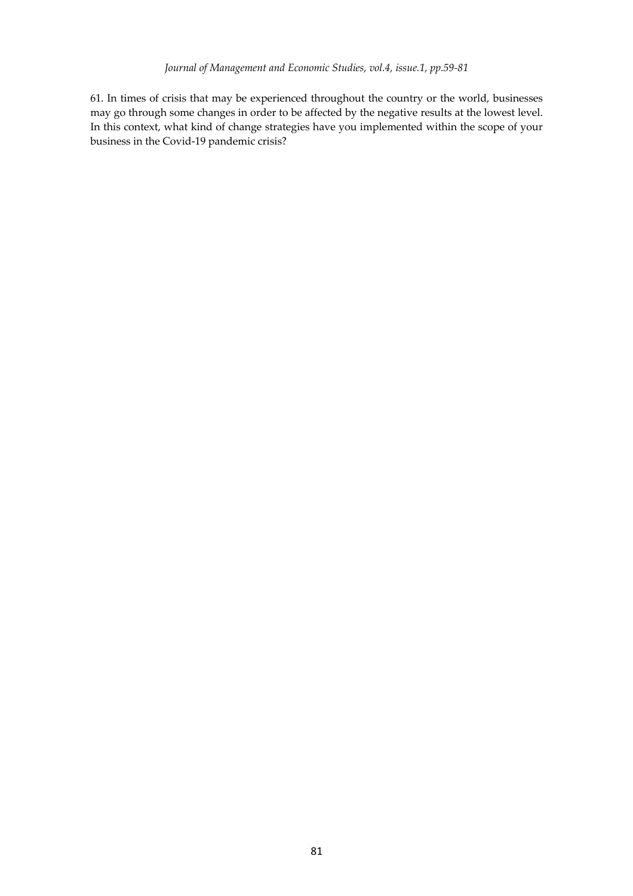61. In times of crisis that may be experienced throughout the country or the world, businesses may go through some changes in order to be affected by the negative results at the lowest level. In this context, what kind of change strategies have you implemented within the scope of your business in the Covid-19 pandemic crisis?